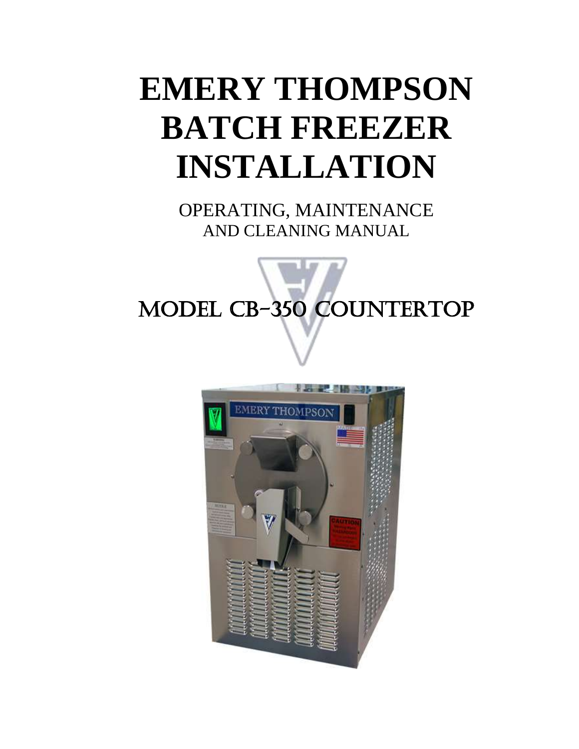# EMERY THOMPSON BATCH FREEZER INSTALLATION

OPERATING, MAINTENANCE
AND CLEANING MANUAL

## MODEL CB-350 COUNTERTOP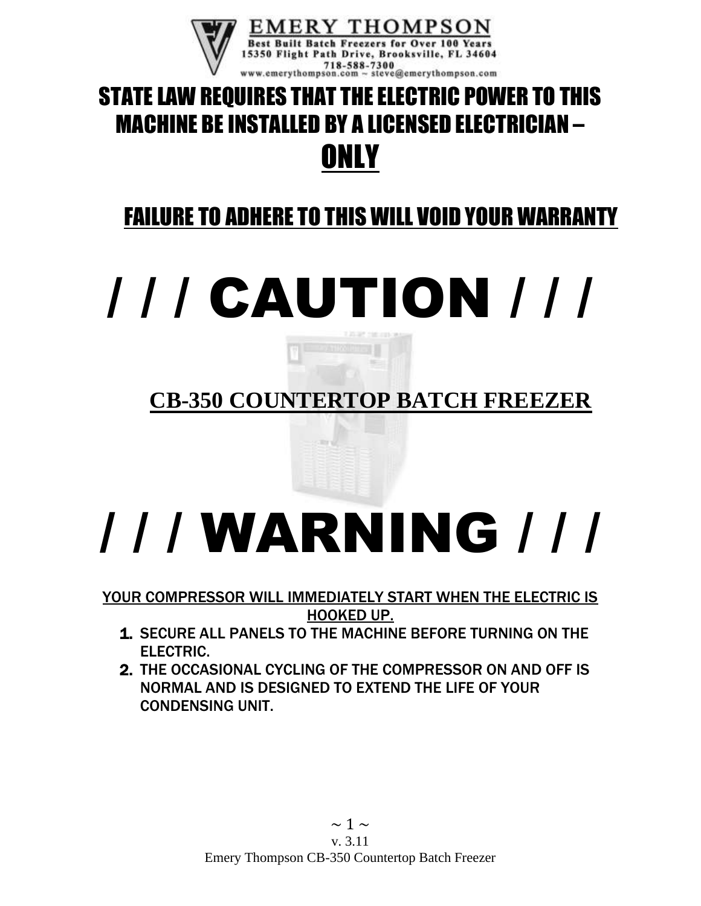EMERY THOMPSON
Best Built Batch Freezers for Over 100 Years
15350 Flight Path Drive, Brooksville, FL 34604
718-588-7300
www.emerythompson.com ~ steve@emerythompson.com

# STATE LAW REQUIRES THAT THE ELECTRIC POWER TO THIS MACHINE BE INSTALLED BY A LICENSED ELECTRICIAN – ONLY

## FAILURE TO ADHERE TO THIS WILL VOID YOUR WARRANTY

# / / / CAUTION / / /

## CB-350 COUNTERTOP BATCH FREEZER

# / / / WARNING / / /

YOUR COMPRESSOR WILL IMMEDIATELY START WHEN THE ELECTRIC IS HOOKED UP.

1. SECURE ALL PANELS TO THE MACHINE BEFORE TURNING ON THE ELECTRIC.
2. THE OCCASIONAL CYCLING OF THE COMPRESSOR ON AND OFF IS NORMAL AND IS DESIGNED TO EXTEND THE LIFE OF YOUR CONDENSING UNIT.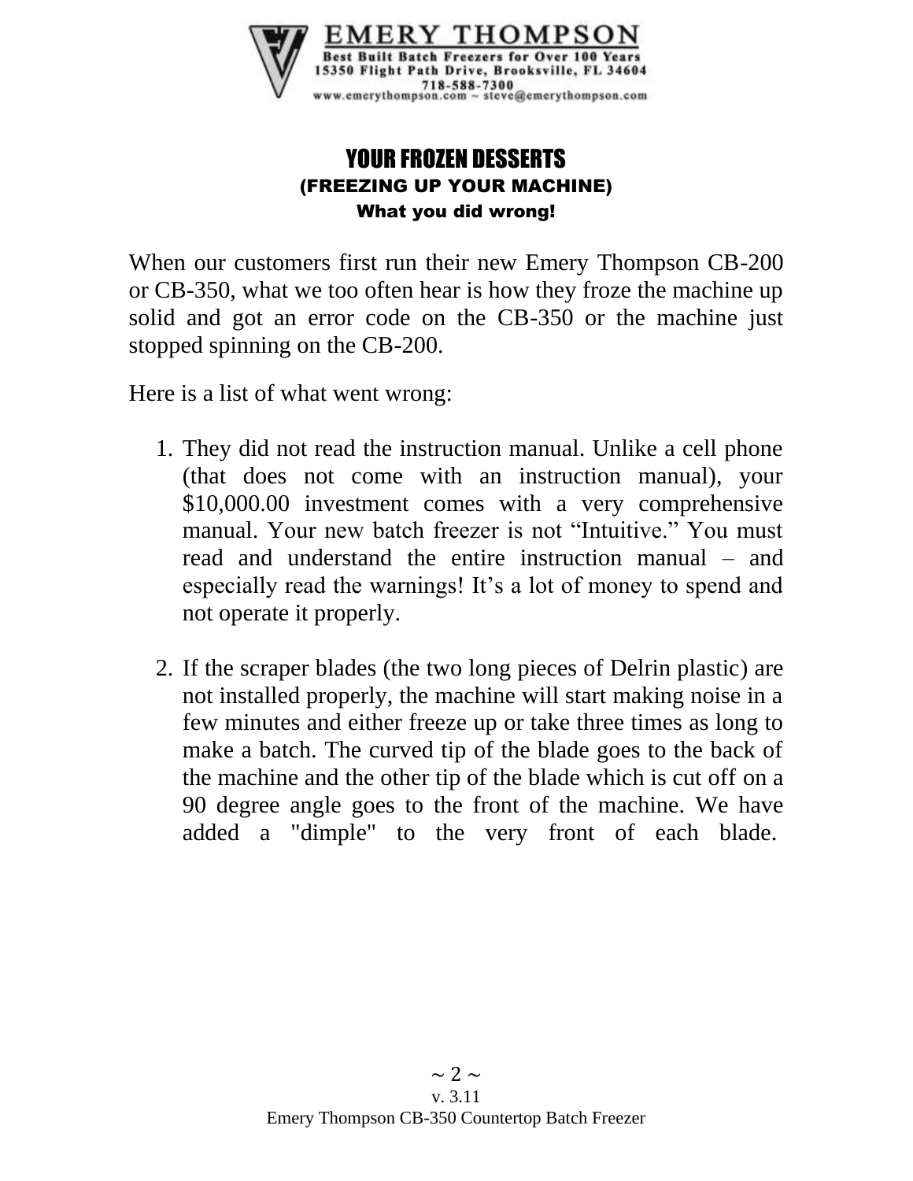**EMERY THOMPSON**
**Best Built Batch Freezers for Over 100 Years**
**15350 Flight Path Drive, Brooksville, FL 34604**
**718-588-7300**
www.emerythompson.com ~ steve@emerythompson.com

# YOUR FROZEN DESSERTS

### (FREEZING UP YOUR MACHINE)

**What you did wrong!**

When our customers first run their new Emery Thompson CB-200 or CB-350, what we too often hear is how they froze the machine up solid and got an error code on the CB-350 or the machine just stopped spinning on the CB-200.

Here is a list of what went wrong:

1. They did not read the instruction manual. Unlike a cell phone (that does not come with an instruction manual), your $10,000.00 investment comes with a very comprehensive manual. Your new batch freezer is not "Intuitive." You must read and understand the entire instruction manual – and especially read the warnings! It's a lot of money to spend and not operate it properly.

2. If the scraper blades (the two long pieces of Delrin plastic) are not installed properly, the machine will start making noise in a few minutes and either freeze up or take three times as long to make a batch. The curved tip of the blade goes to the back of the machine and the other tip of the blade which is cut off on a 90 degree angle goes to the front of the machine. We have added a "dimple" to the very front of each blade.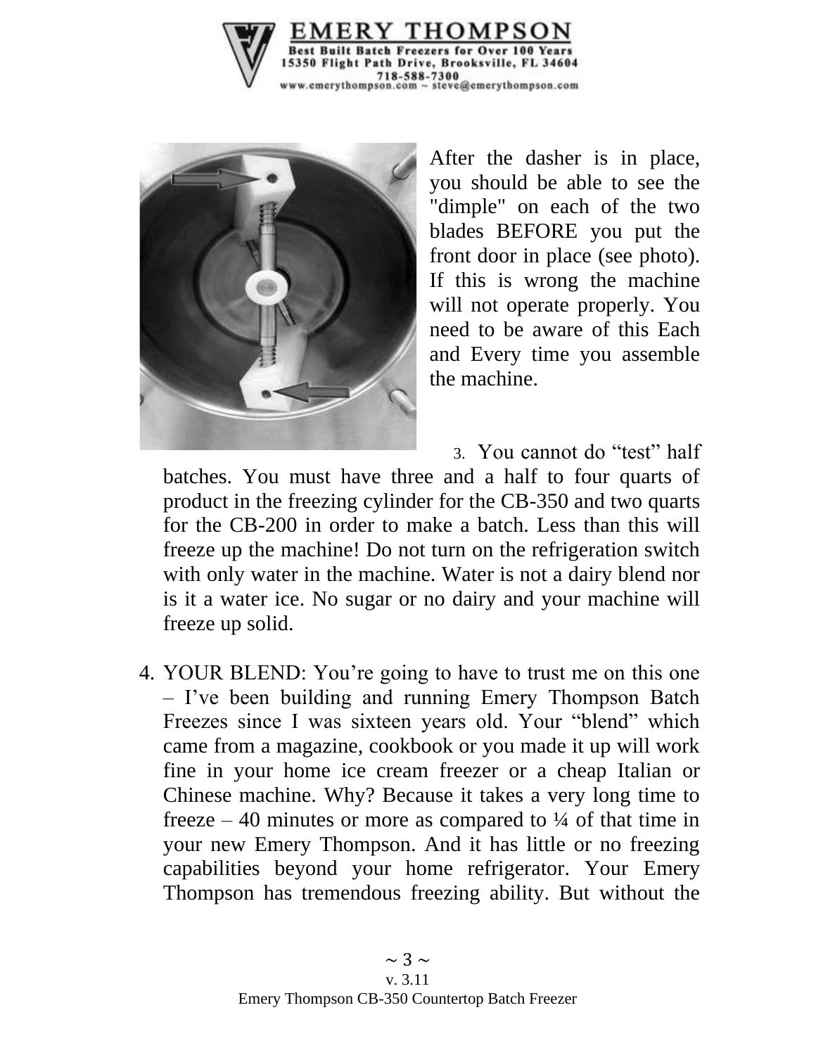After the dasher is in place, you should be able to see the "dimple" on each of the two blades BEFORE you put the front door in place (see photo). If this is wrong the machine will not operate properly. You need to be aware of this Each and Every time you assemble the machine.

3. You cannot do “test” half batches. You must have three and a half to four quarts of product in the freezing cylinder for the CB-350 and two quarts for the CB-200 in order to make a batch. Less than this will freeze up the machine! Do not turn on the refrigeration switch with only water in the machine. Water is not a dairy blend nor is it a water ice. No sugar or no dairy and your machine will freeze up solid.

4. YOUR BLEND: You’re going to have to trust me on this one – I’ve been building and running Emery Thompson Batch Freezes since I was sixteen years old. Your “blend” which came from a magazine, cookbook or you made it up will work fine in your home ice cream freezer or a cheap Italian or Chinese machine. Why? Because it takes a very long time to freeze – 40 minutes or more as compared to ¼ of that time in your new Emery Thompson. And it has little or no freezing capabilities beyond your home refrigerator. Your Emery Thompson has tremendous freezing ability. But without the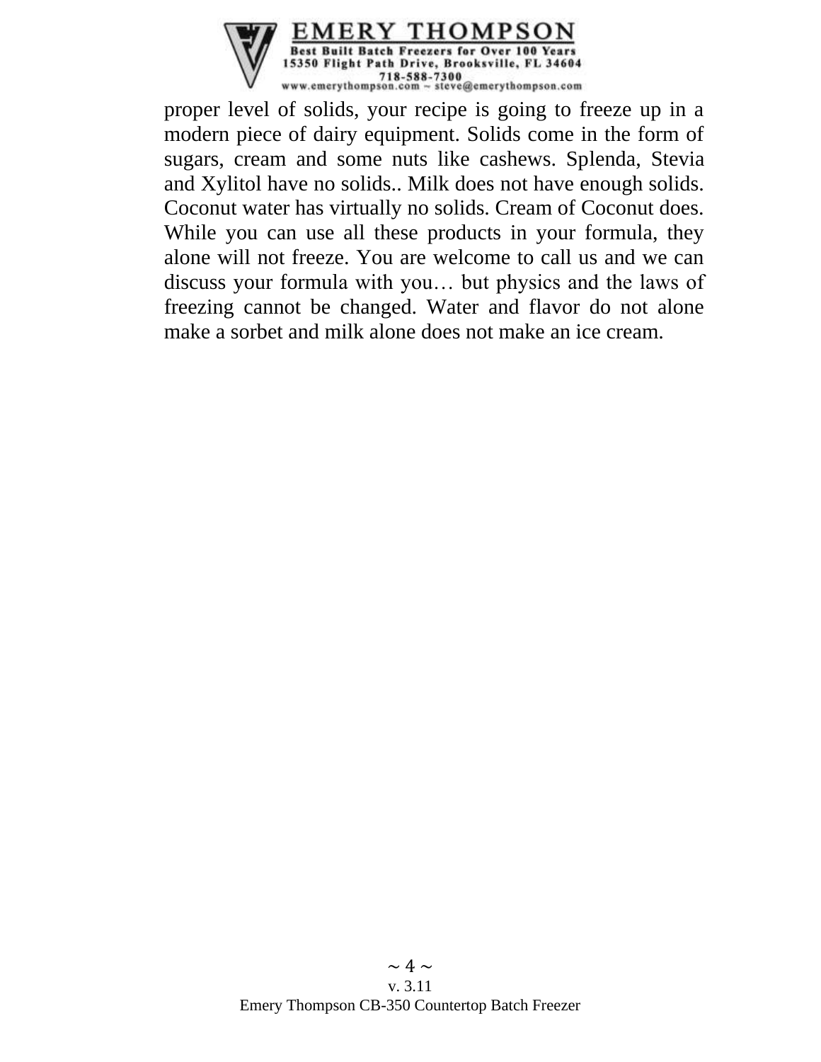proper level of solids, your recipe is going to freeze up in a modern piece of dairy equipment. Solids come in the form of sugars, cream and some nuts like cashews. Splenda, Stevia and Xylitol have no solids.. Milk does not have enough solids. Coconut water has virtually no solids. Cream of Coconut does. While you can use all these products in your formula, they alone will not freeze. You are welcome to call us and we can discuss your formula with you… but physics and the laws of freezing cannot be changed. Water and flavor do not alone make a sorbet and milk alone does not make an ice cream.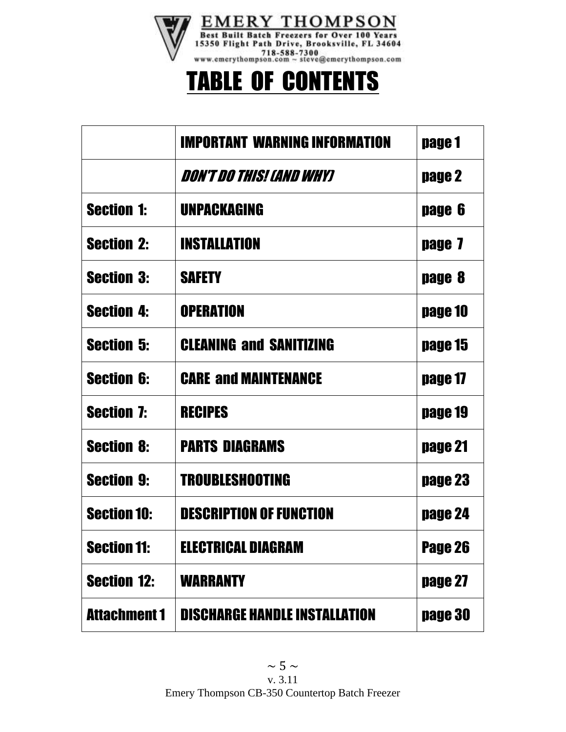EMERY THOMPSON
Best Built Batch Freezers for Over 100 Years
15350 Flight Path Drive, Brooksville, FL 34604
718-588-7300
www.emerythompson.com ~ steve@emerythompson.com

# TABLE OF CONTENTS

| | | |
|---|---|---|
| | IMPORTANT WARNING INFORMATION | page 1 |
| | *DON'T DO THIS! (AND WHY)* | page 2 |
| Section 1: | UNPACKAGING | page 6 |
| Section 2: | INSTALLATION | page 7 |
| Section 3: | SAFETY | page 8 |
| Section 4: | OPERATION | page 10 |
| Section 5: | CLEANING and SANITIZING | page 15 |
| Section 6: | CARE and MAINTENANCE | page 17 |
| Section 7: | RECIPES | page 19 |
| Section 8: | PARTS DIAGRAMS | page 21 |
| Section 9: | TROUBLESHOOTING | page 23 |
| Section 10: | DESCRIPTION OF FUNCTION | page 24 |
| Section 11: | ELECTRICAL DIAGRAM | Page 26 |
| Section 12: | WARRANTY | page 27 |
| Attachment 1 | DISCHARGE HANDLE INSTALLATION | page 30 |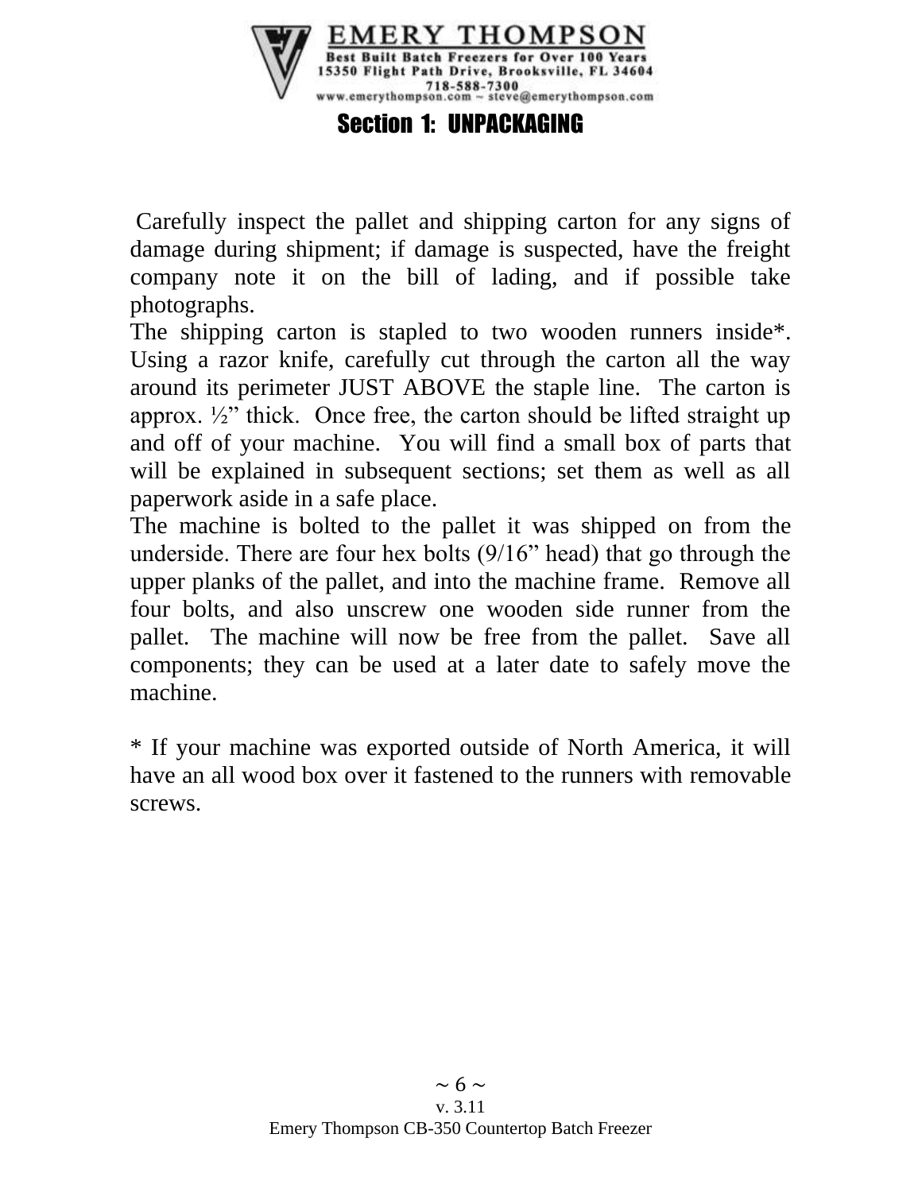# Section 1: UNPACKAGING

Carefully inspect the pallet and shipping carton for any signs of damage during shipment; if damage is suspected, have the freight company note it on the bill of lading, and if possible take photographs.

The shipping carton is stapled to two wooden runners inside*. Using a razor knife, carefully cut through the carton all the way around its perimeter JUST ABOVE the staple line. The carton is approx. ½" thick. Once free, the carton should be lifted straight up and off of your machine. You will find a small box of parts that will be explained in subsequent sections; set them as well as all paperwork aside in a safe place.

The machine is bolted to the pallet it was shipped on from the underside. There are four hex bolts (9/16" head) that go through the upper planks of the pallet, and into the machine frame. Remove all four bolts, and also unscrew one wooden side runner from the pallet. The machine will now be free from the pallet. Save all components; they can be used at a later date to safely move the machine.

* If your machine was exported outside of North America, it will have an all wood box over it fastened to the runners with removable screws.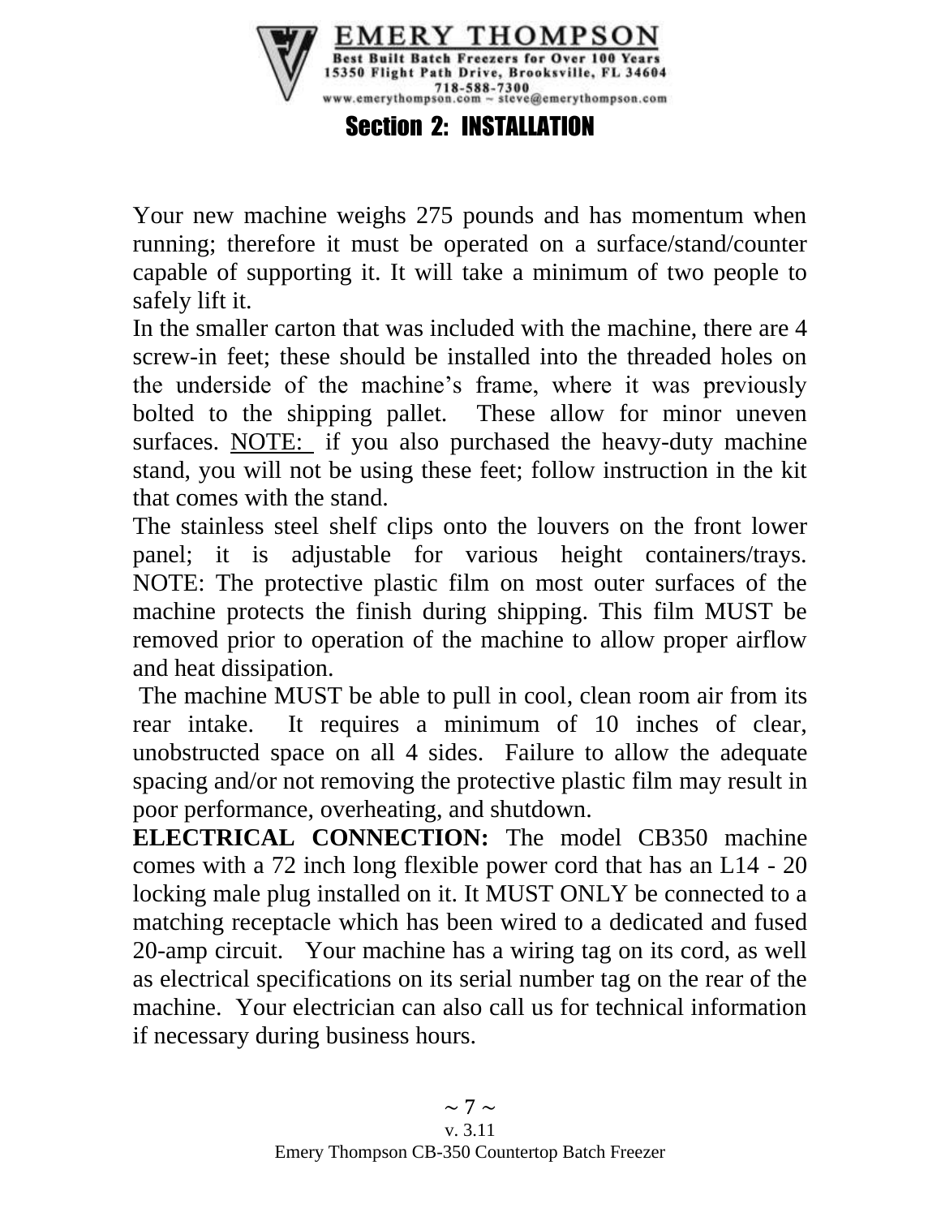## Section 2: INSTALLATION

Your new machine weighs 275 pounds and has momentum when running; therefore it must be operated on a surface/stand/counter capable of supporting it. It will take a minimum of two people to safely lift it.

In the smaller carton that was included with the machine, there are 4 screw-in feet; these should be installed into the threaded holes on the underside of the machine's frame, where it was previously bolted to the shipping pallet. These allow for minor uneven surfaces. NOTE: if you also purchased the heavy-duty machine stand, you will not be using these feet; follow instruction in the kit that comes with the stand.

The stainless steel shelf clips onto the louvers on the front lower panel; it is adjustable for various height containers/trays. NOTE: The protective plastic film on most outer surfaces of the machine protects the finish during shipping. This film MUST be removed prior to operation of the machine to allow proper airflow and heat dissipation.

The machine MUST be able to pull in cool, clean room air from its rear intake. It requires a minimum of 10 inches of clear, unobstructed space on all 4 sides. Failure to allow the adequate spacing and/or not removing the protective plastic film may result in poor performance, overheating, and shutdown.

**ELECTRICAL CONNECTION:** The model CB350 machine comes with a 72 inch long flexible power cord that has an L14 - 20 locking male plug installed on it. It MUST ONLY be connected to a matching receptacle which has been wired to a dedicated and fused 20-amp circuit. Your machine has a wiring tag on its cord, as well as electrical specifications on its serial number tag on the rear of the machine. Your electrician can also call us for technical information if necessary during business hours.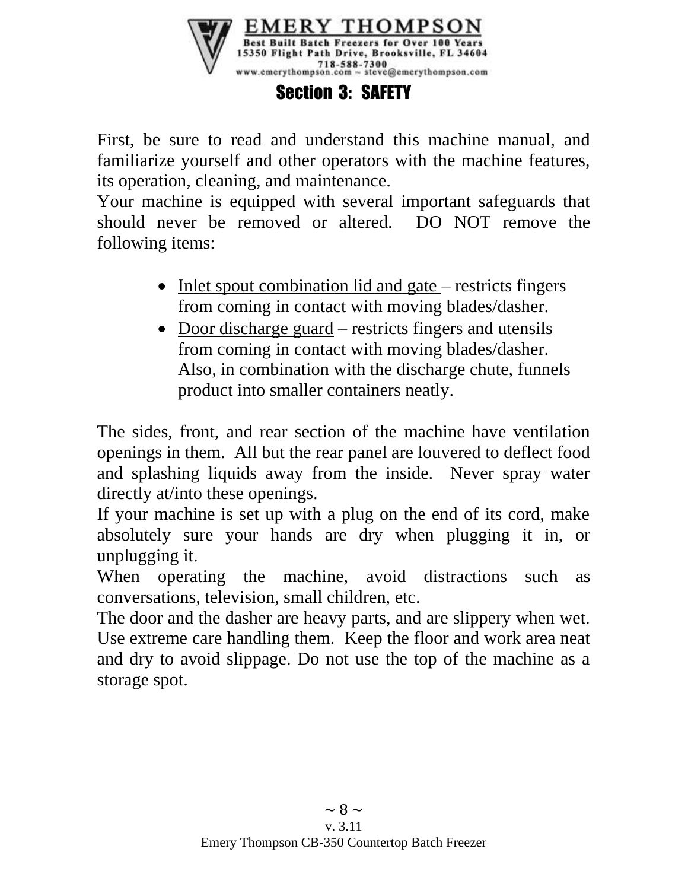# Section 3: SAFETY

First, be sure to read and understand this machine manual, and familiarize yourself and other operators with the machine features, its operation, cleaning, and maintenance.
Your machine is equipped with several important safeguards that should never be removed or altered. DO NOT remove the following items:

- Inlet spout combination lid and gate – restricts fingers from coming in contact with moving blades/dasher.
- Door discharge guard – restricts fingers and utensils from coming in contact with moving blades/dasher. Also, in combination with the discharge chute, funnels product into smaller containers neatly.

The sides, front, and rear section of the machine have ventilation openings in them. All but the rear panel are louvered to deflect food and splashing liquids away from the inside. Never spray water directly at/into these openings.
If your machine is set up with a plug on the end of its cord, make absolutely sure your hands are dry when plugging it in, or unplugging it.
When operating the machine, avoid distractions such as conversations, television, small children, etc.
The door and the dasher are heavy parts, and are slippery when wet. Use extreme care handling them. Keep the floor and work area neat and dry to avoid slippage. Do not use the top of the machine as a storage spot.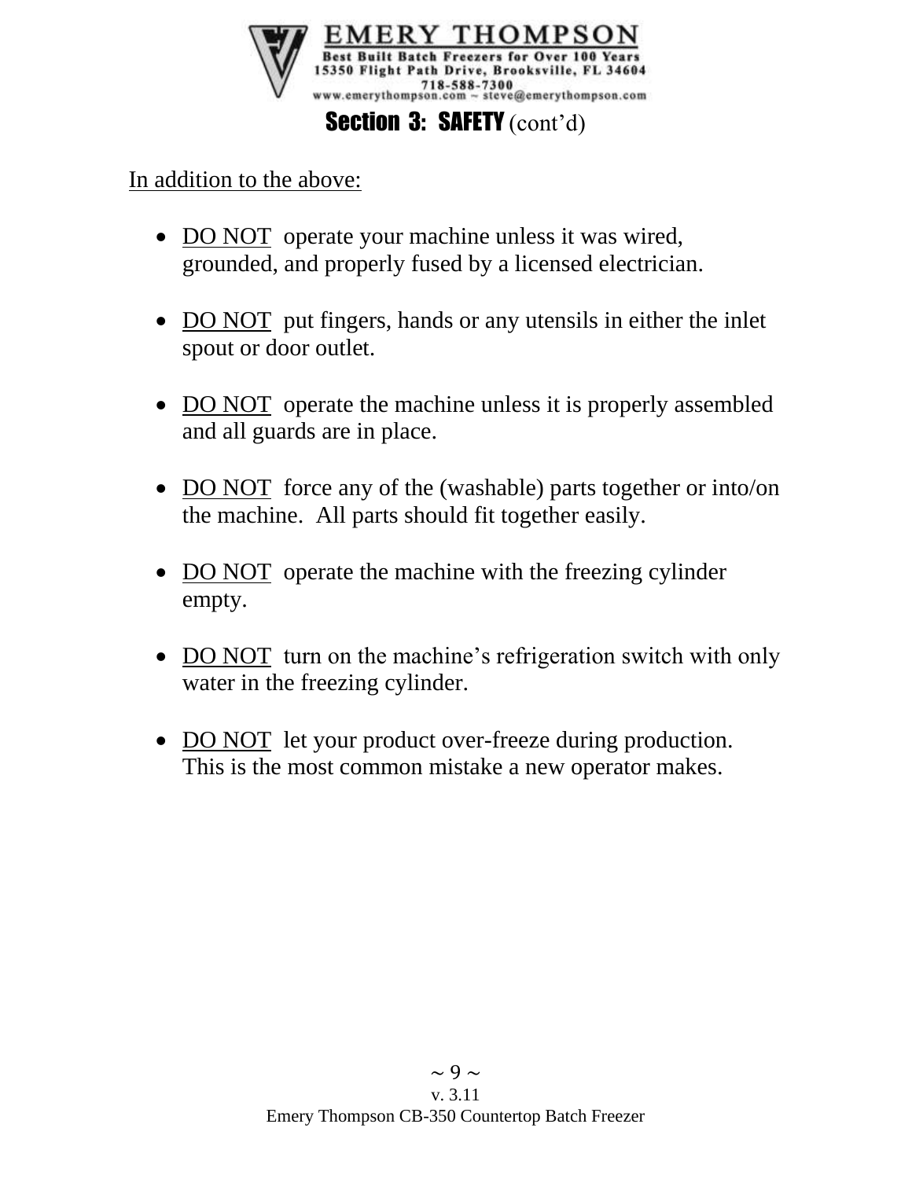## Section 3: SAFETY (cont'd)

<u>In addition to the above:</u>

- <u>DO NOT</u> operate your machine unless it was wired, grounded, and properly fused by a licensed electrician.

- <u>DO NOT</u> put fingers, hands or any utensils in either the inlet spout or door outlet.

- <u>DO NOT</u> operate the machine unless it is properly assembled and all guards are in place.

- <u>DO NOT</u> force any of the (washable) parts together or into/on the machine. All parts should fit together easily.

- <u>DO NOT</u> operate the machine with the freezing cylinder empty.

- <u>DO NOT</u> turn on the machine's refrigeration switch with only water in the freezing cylinder.

- <u>DO NOT</u> let your product over-freeze during production. This is the most common mistake a new operator makes.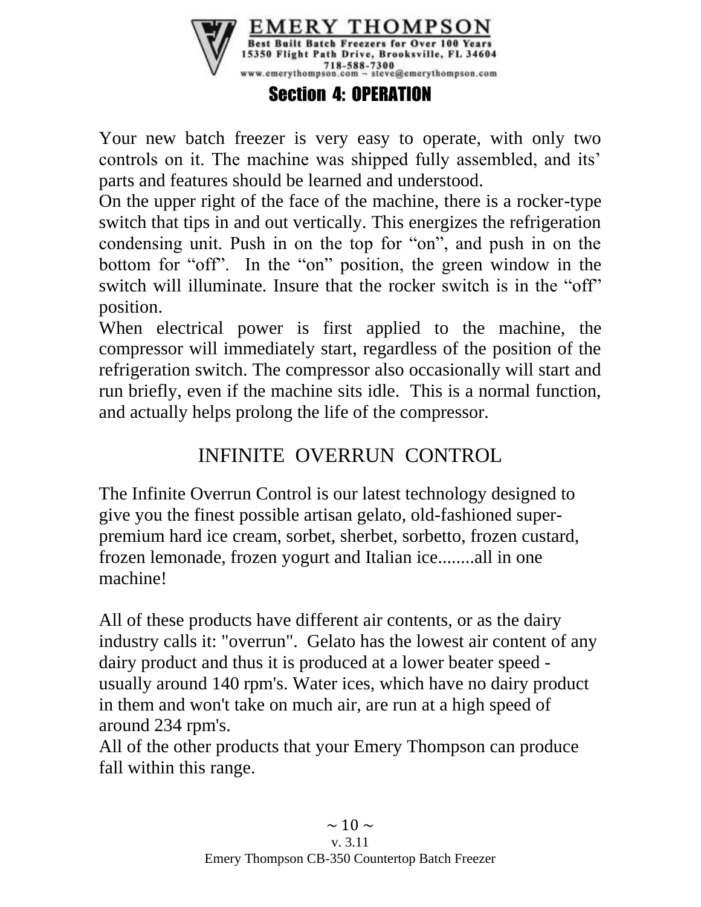## Section 4: OPERATION

Your new batch freezer is very easy to operate, with only two controls on it. The machine was shipped fully assembled, and its' parts and features should be learned and understood.

On the upper right of the face of the machine, there is a rocker-type switch that tips in and out vertically. This energizes the refrigeration condensing unit. Push in on the top for "on", and push in on the bottom for "off". In the "on" position, the green window in the switch will illuminate. Insure that the rocker switch is in the "off" position.

When electrical power is first applied to the machine, the compressor will immediately start, regardless of the position of the refrigeration switch. The compressor also occasionally will start and run briefly, even if the machine sits idle. This is a normal function, and actually helps prolong the life of the compressor.

### INFINITE OVERRUN CONTROL

The Infinite Overrun Control is our latest technology designed to give you the finest possible artisan gelato, old-fashioned super-premium hard ice cream, sorbet, sherbet, sorbetto, frozen custard, frozen lemonade, frozen yogurt and Italian ice........all in one machine!

All of these products have different air contents, or as the dairy industry calls it: "overrun". Gelato has the lowest air content of any dairy product and thus it is produced at a lower beater speed - usually around 140 rpm's. Water ices, which have no dairy product in them and won't take on much air, are run at a high speed of around 234 rpm's.

All of the other products that your Emery Thompson can produce fall within this range.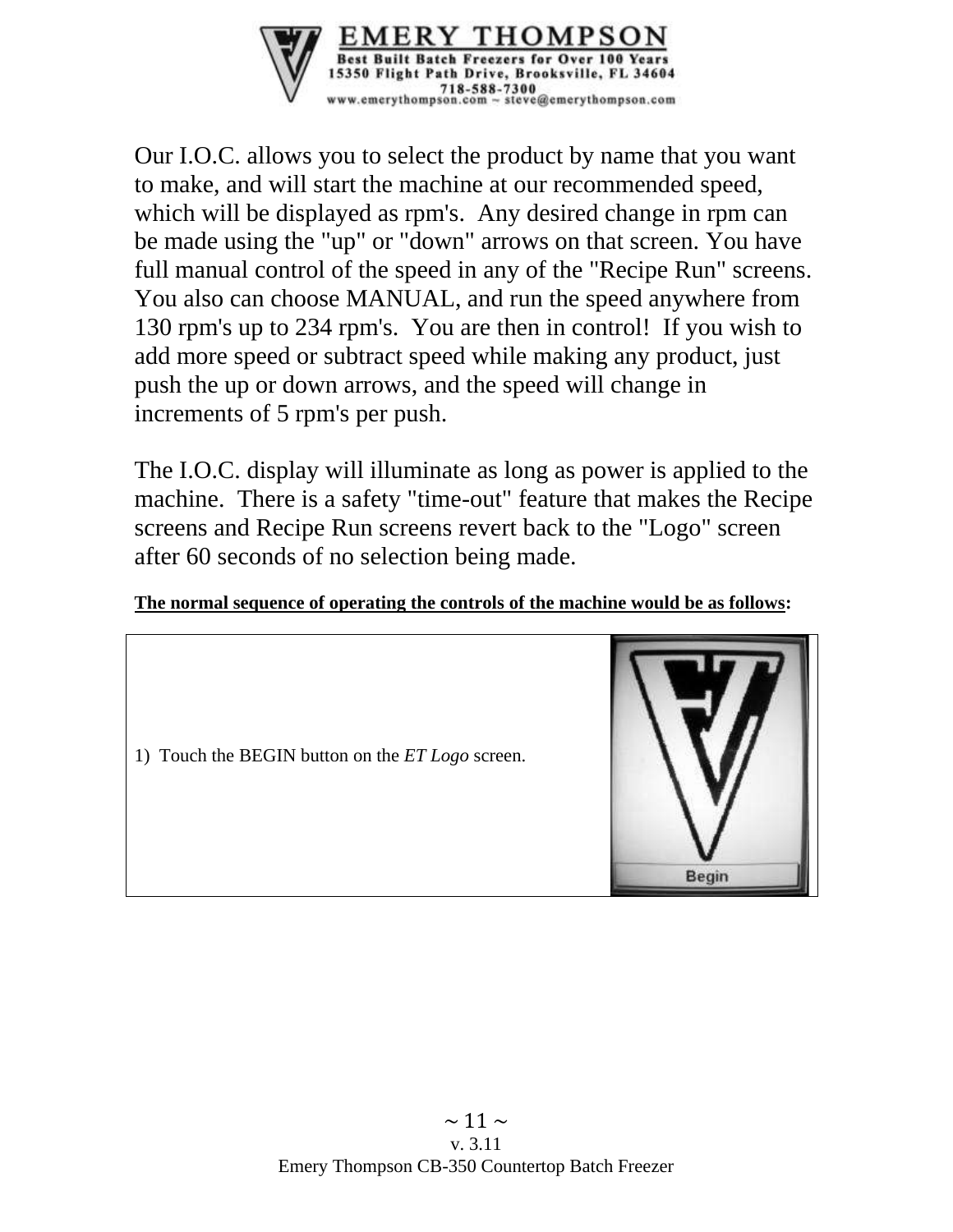Our I.O.C. allows you to select the product by name that you want to make, and will start the machine at our recommended speed, which will be displayed as rpm's. Any desired change in rpm can be made using the "up" or "down" arrows on that screen. You have full manual control of the speed in any of the "Recipe Run" screens. You also can choose MANUAL, and run the speed anywhere from 130 rpm's up to 234 rpm's. You are then in control! If you wish to add more speed or subtract speed while making any product, just push the up or down arrows, and the speed will change in increments of 5 rpm's per push.

The I.O.C. display will illuminate as long as power is applied to the machine. There is a safety "time-out" feature that makes the Recipe screens and Recipe Run screens revert back to the "Logo" screen after 60 seconds of no selection being made.

**The normal sequence of operating the controls of the machine would be as follows:**

| | |
|---|---|
| 1) Touch the BEGIN button on the *ET Logo* screen. | Begin |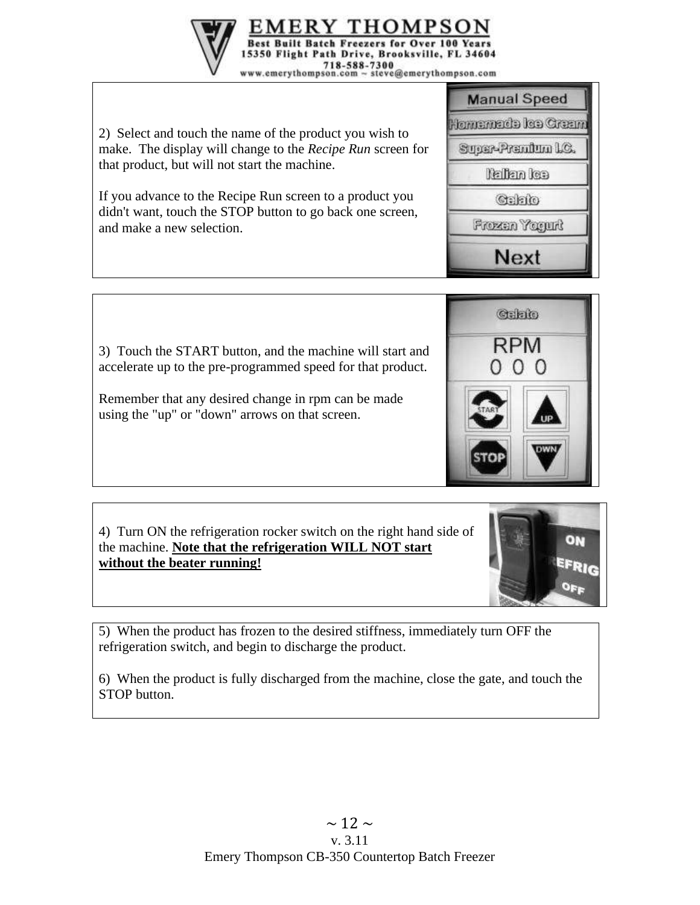2) Select and touch the name of the product you wish to make. The display will change to the *Recipe Run* screen for that product, but will not start the machine.

If you advance to the Recipe Run screen to a product you didn't want, touch the STOP button to go back one screen, and make a new selection.

3) Touch the START button, and the machine will start and accelerate up to the pre-programmed speed for that product.

Remember that any desired change in rpm can be made using the "up" or "down" arrows on that screen.

4) Turn ON the refrigeration rocker switch on the right hand side of the machine. **Note that the refrigeration WILL NOT start without the beater running!**

5) When the product has frozen to the desired stiffness, immediately turn OFF the refrigeration switch, and begin to discharge the product.

6) When the product is fully discharged from the machine, close the gate, and touch the STOP button.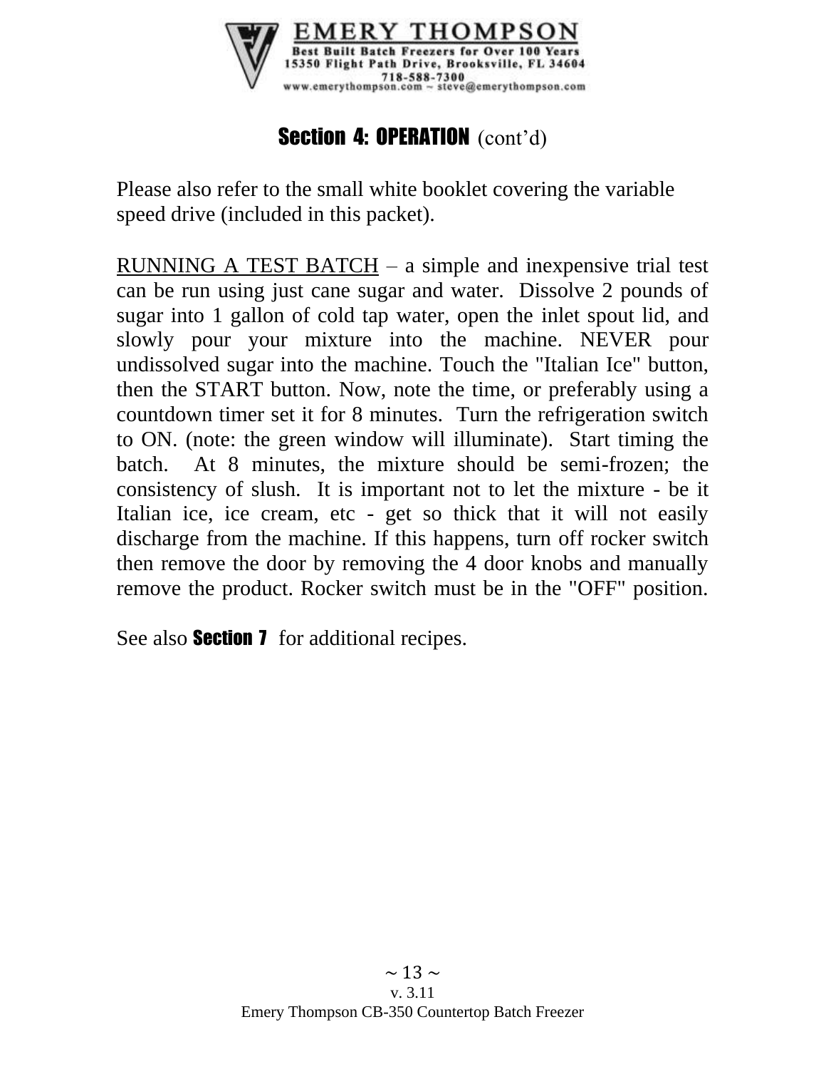## Section 4: OPERATION (cont'd)

Please also refer to the small white booklet covering the variable speed drive (included in this packet).

RUNNING A TEST BATCH – a simple and inexpensive trial test can be run using just cane sugar and water. Dissolve 2 pounds of sugar into 1 gallon of cold tap water, open the inlet spout lid, and slowly pour your mixture into the machine. NEVER pour undissolved sugar into the machine. Touch the "Italian Ice" button, then the START button. Now, note the time, or preferably using a countdown timer set it for 8 minutes. Turn the refrigeration switch to ON. (note: the green window will illuminate). Start timing the batch. At 8 minutes, the mixture should be semi-frozen; the consistency of slush. It is important not to let the mixture - be it Italian ice, ice cream, etc - get so thick that it will not easily discharge from the machine. If this happens, turn off rocker switch then remove the door by removing the 4 door knobs and manually remove the product. Rocker switch must be in the "OFF" position.

See also **Section 7** for additional recipes.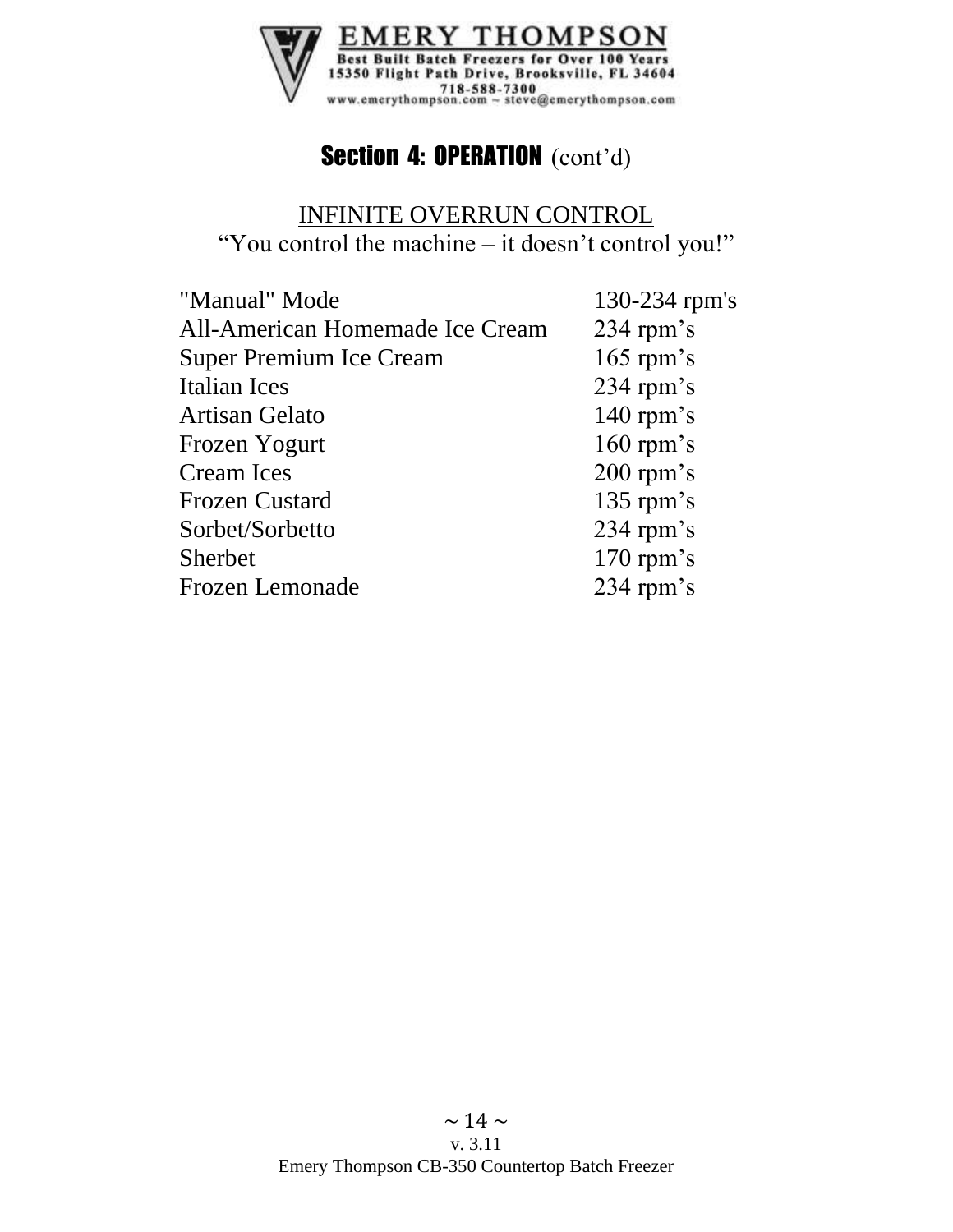## Section 4: OPERATION (cont'd)

### INFINITE OVERRUN CONTROL

"You control the machine – it doesn't control you!"

| | |
|---|---|
| "Manual" Mode | 130-234 rpm's |
| All-American Homemade Ice Cream | 234 rpm's |
| Super Premium Ice Cream | 165 rpm's |
| Italian Ices | 234 rpm's |
| Artisan Gelato | 140 rpm's |
| Frozen Yogurt | 160 rpm's |
| Cream Ices | 200 rpm's |
| Frozen Custard | 135 rpm's |
| Sorbet/Sorbetto | 234 rpm's |
| Sherbet | 170 rpm's |
| Frozen Lemonade | 234 rpm's |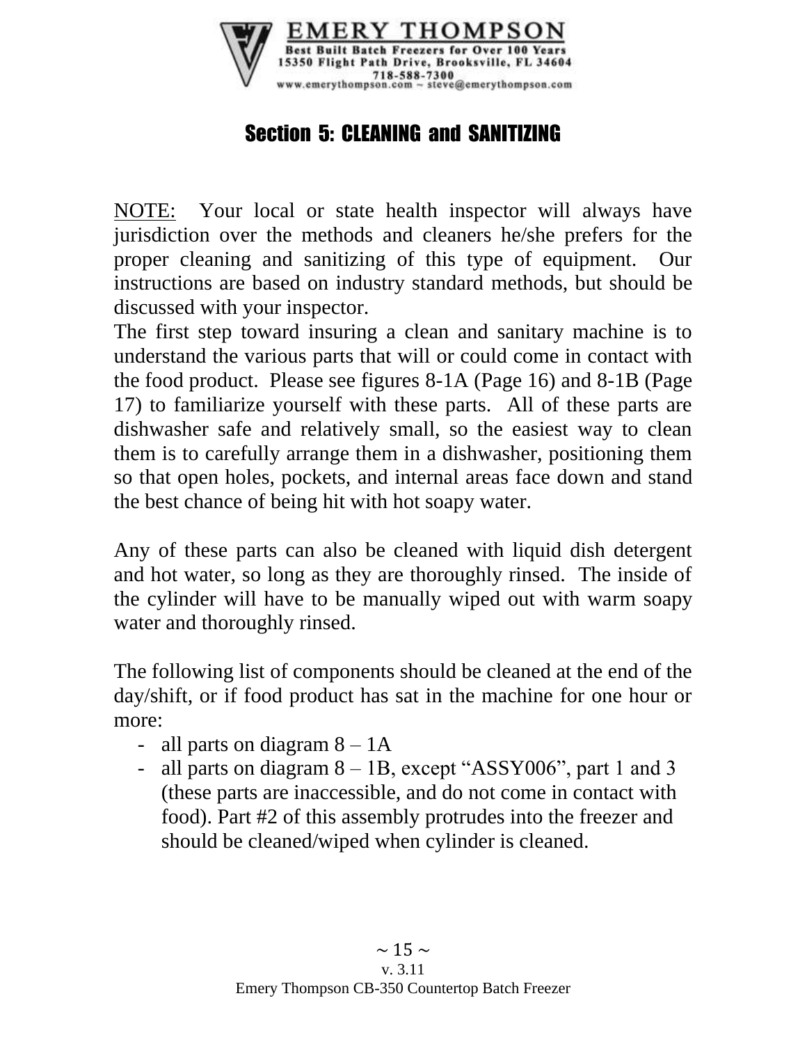## Section 5: CLEANING and SANITIZING

NOTE: Your local or state health inspector will always have jurisdiction over the methods and cleaners he/she prefers for the proper cleaning and sanitizing of this type of equipment. Our instructions are based on industry standard methods, but should be discussed with your inspector.

The first step toward insuring a clean and sanitary machine is to understand the various parts that will or could come in contact with the food product. Please see figures 8-1A (Page 16) and 8-1B (Page 17) to familiarize yourself with these parts. All of these parts are dishwasher safe and relatively small, so the easiest way to clean them is to carefully arrange them in a dishwasher, positioning them so that open holes, pockets, and internal areas face down and stand the best chance of being hit with hot soapy water.

Any of these parts can also be cleaned with liquid dish detergent and hot water, so long as they are thoroughly rinsed. The inside of the cylinder will have to be manually wiped out with warm soapy water and thoroughly rinsed.

The following list of components should be cleaned at the end of the day/shift, or if food product has sat in the machine for one hour or more:

- all parts on diagram 8 – 1A
- all parts on diagram 8 – 1B, except "ASSY006", part 1 and 3 (these parts are inaccessible, and do not come in contact with food). Part #2 of this assembly protrudes into the freezer and should be cleaned/wiped when cylinder is cleaned.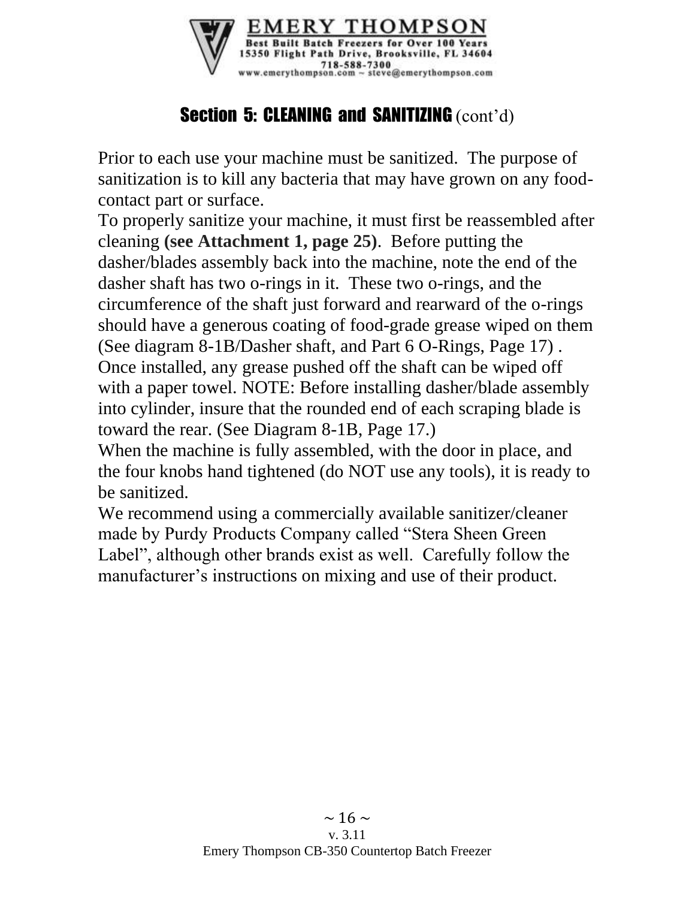## Section 5: CLEANING and SANITIZING (cont'd)

Prior to each use your machine must be sanitized. The purpose of sanitization is to kill any bacteria that may have grown on any food-contact part or surface.

To properly sanitize your machine, it must first be reassembled after cleaning **(see Attachment 1, page 25)**. Before putting the dasher/blades assembly back into the machine, note the end of the dasher shaft has two o-rings in it. These two o-rings, and the circumference of the shaft just forward and rearward of the o-rings should have a generous coating of food-grade grease wiped on them (See diagram 8-1B/Dasher shaft, and Part 6 O-Rings, Page 17) . Once installed, any grease pushed off the shaft can be wiped off with a paper towel. NOTE: Before installing dasher/blade assembly into cylinder, insure that the rounded end of each scraping blade is toward the rear. (See Diagram 8-1B, Page 17.)

When the machine is fully assembled, with the door in place, and the four knobs hand tightened (do NOT use any tools), it is ready to be sanitized.

We recommend using a commercially available sanitizer/cleaner made by Purdy Products Company called "Stera Sheen Green Label", although other brands exist as well. Carefully follow the manufacturer's instructions on mixing and use of their product.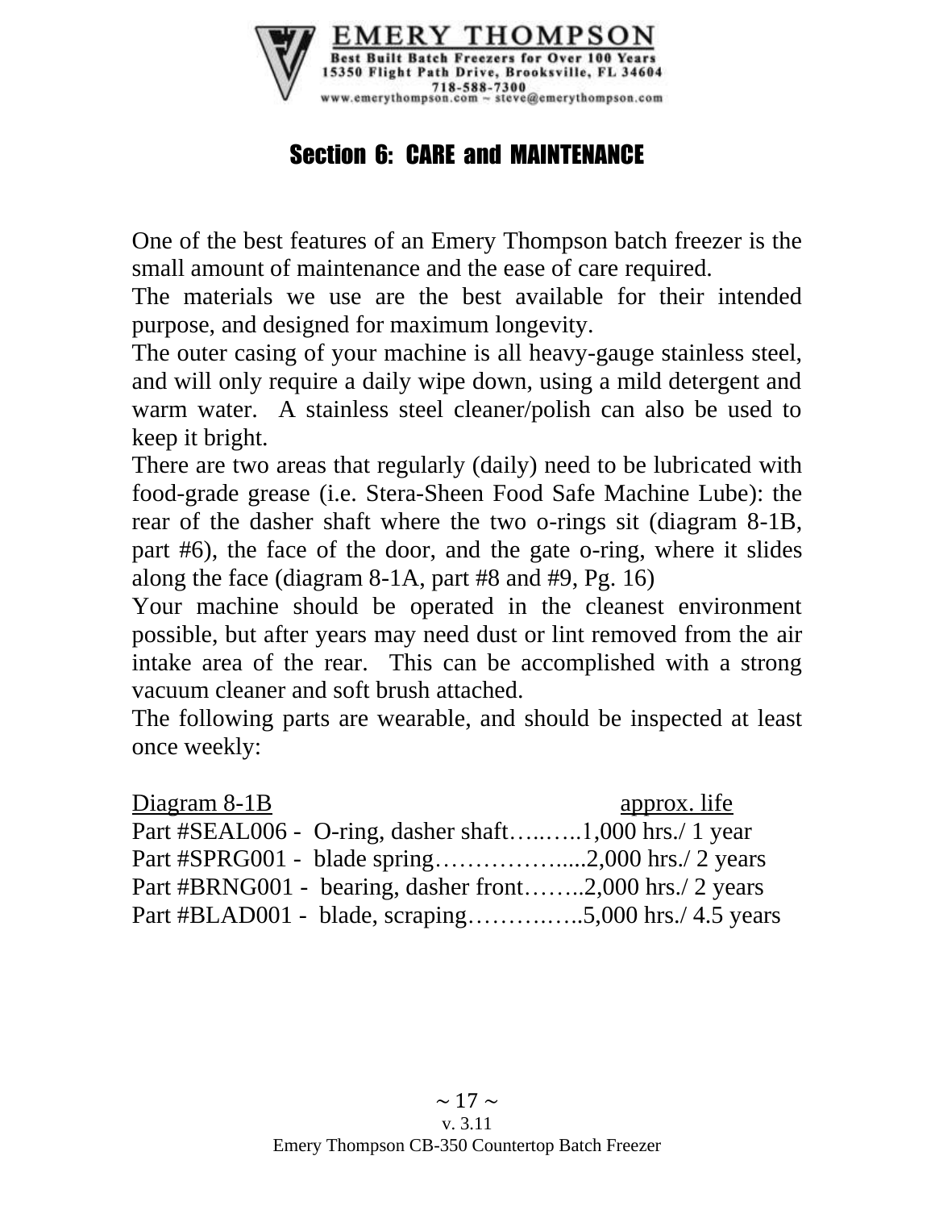## Section 6: CARE and MAINTENANCE

One of the best features of an Emery Thompson batch freezer is the small amount of maintenance and the ease of care required.

The materials we use are the best available for their intended purpose, and designed for maximum longevity.

The outer casing of your machine is all heavy-gauge stainless steel, and will only require a daily wipe down, using a mild detergent and warm water. A stainless steel cleaner/polish can also be used to keep it bright.

There are two areas that regularly (daily) need to be lubricated with food-grade grease (i.e. Stera-Sheen Food Safe Machine Lube): the rear of the dasher shaft where the two o-rings sit (diagram 8-1B, part #6), the face of the door, and the gate o-ring, where it slides along the face (diagram 8-1A, part #8 and #9, Pg. 16)

Your machine should be operated in the cleanest environment possible, but after years may need dust or lint removed from the air intake area of the rear. This can be accomplished with a strong vacuum cleaner and soft brush attached.

The following parts are wearable, and should be inspected at least once weekly:

<u>Diagram 8-1B</u> <u>approx. life</u>

Part #SEAL006 - O-ring, dasher shaft…..…..1,000 hrs./ 1 year
Part #SPRG001 - blade spring…………….....2,000 hrs./ 2 years
Part #BRNG001 - bearing, dasher front……..2,000 hrs./ 2 years
Part #BLAD001 - blade, scraping…………..5,000 hrs./ 4.5 years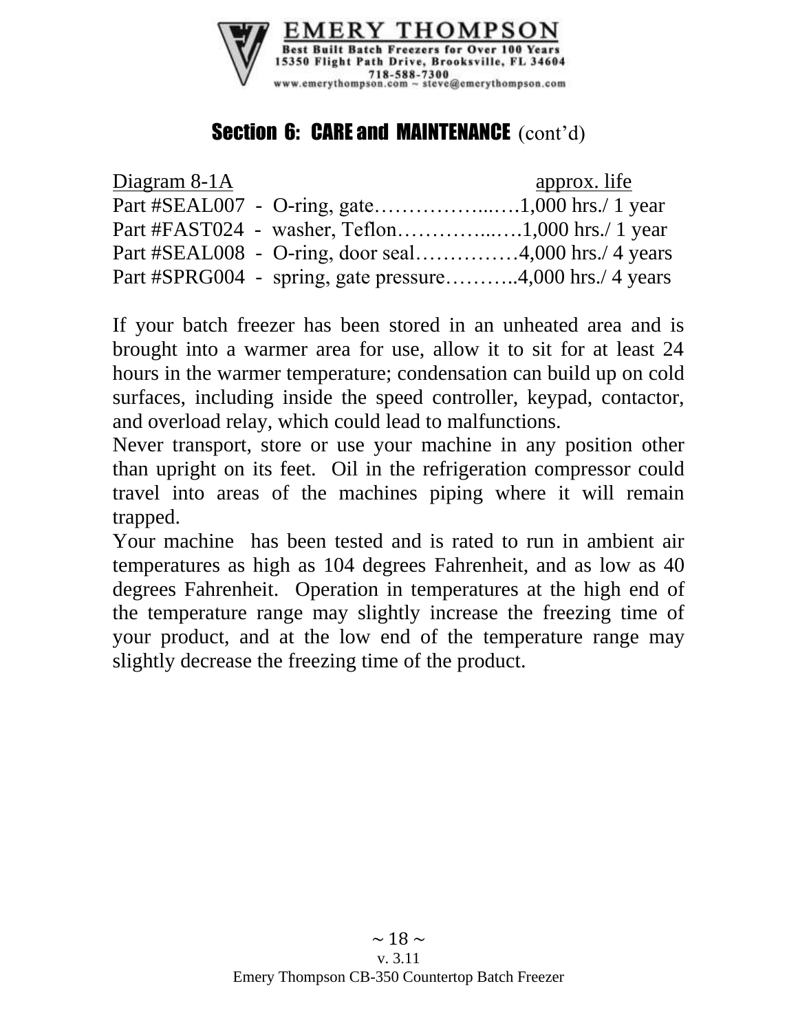## Section 6: CARE and MAINTENANCE (cont'd)

| Diagram 8-1A | approx. life |
|---|---|
| Part #SEAL007 - O-ring, gate | 1,000 hrs./ 1 year |
| Part #FAST024 - washer, Teflon | 1,000 hrs./ 1 year |
| Part #SEAL008 - O-ring, door seal | 4,000 hrs./ 4 years |
| Part #SPRG004 - spring, gate pressure | 4,000 hrs./ 4 years |

If your batch freezer has been stored in an unheated area and is brought into a warmer area for use, allow it to sit for at least 24 hours in the warmer temperature; condensation can build up on cold surfaces, including inside the speed controller, keypad, contactor, and overload relay, which could lead to malfunctions.

Never transport, store or use your machine in any position other than upright on its feet. Oil in the refrigeration compressor could travel into areas of the machines piping where it will remain trapped.

Your machine has been tested and is rated to run in ambient air temperatures as high as 104 degrees Fahrenheit, and as low as 40 degrees Fahrenheit. Operation in temperatures at the high end of the temperature range may slightly increase the freezing time of your product, and at the low end of the temperature range may slightly decrease the freezing time of the product.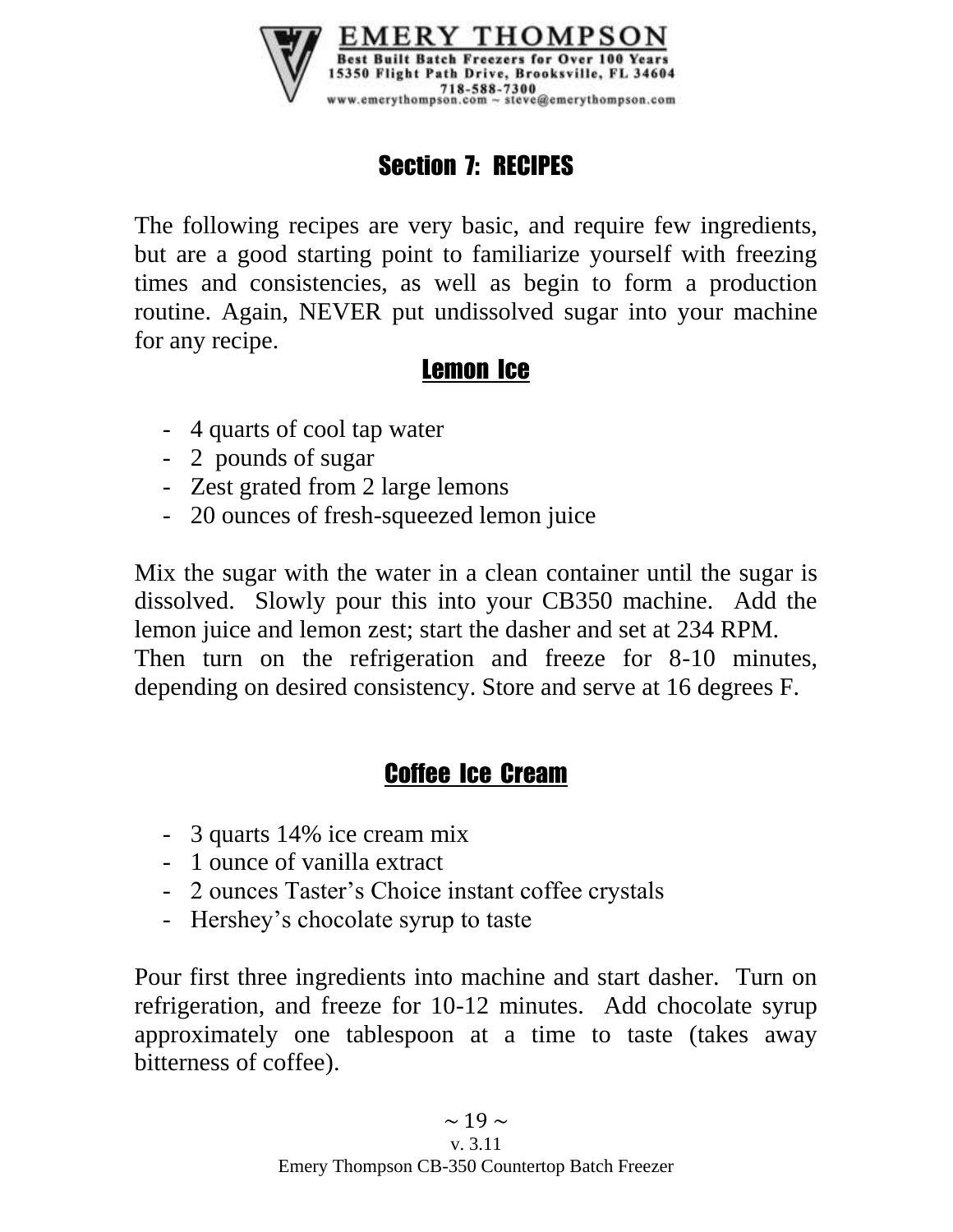## Section 7: RECIPES

The following recipes are very basic, and require few ingredients, but are a good starting point to familiarize yourself with freezing times and consistencies, as well as begin to form a production routine. Again, NEVER put undissolved sugar into your machine for any recipe.

### Lemon Ice

- 4 quarts of cool tap water
- 2 pounds of sugar
- Zest grated from 2 large lemons
- 20 ounces of fresh-squeezed lemon juice

Mix the sugar with the water in a clean container until the sugar is dissolved. Slowly pour this into your CB350 machine. Add the lemon juice and lemon zest; start the dasher and set at 234 RPM. Then turn on the refrigeration and freeze for 8-10 minutes, depending on desired consistency. Store and serve at 16 degrees F.

### Coffee Ice Cream

- 3 quarts 14% ice cream mix
- 1 ounce of vanilla extract
- 2 ounces Taster's Choice instant coffee crystals
- Hershey's chocolate syrup to taste

Pour first three ingredients into machine and start dasher. Turn on refrigeration, and freeze for 10-12 minutes. Add chocolate syrup approximately one tablespoon at a time to taste (takes away bitterness of coffee).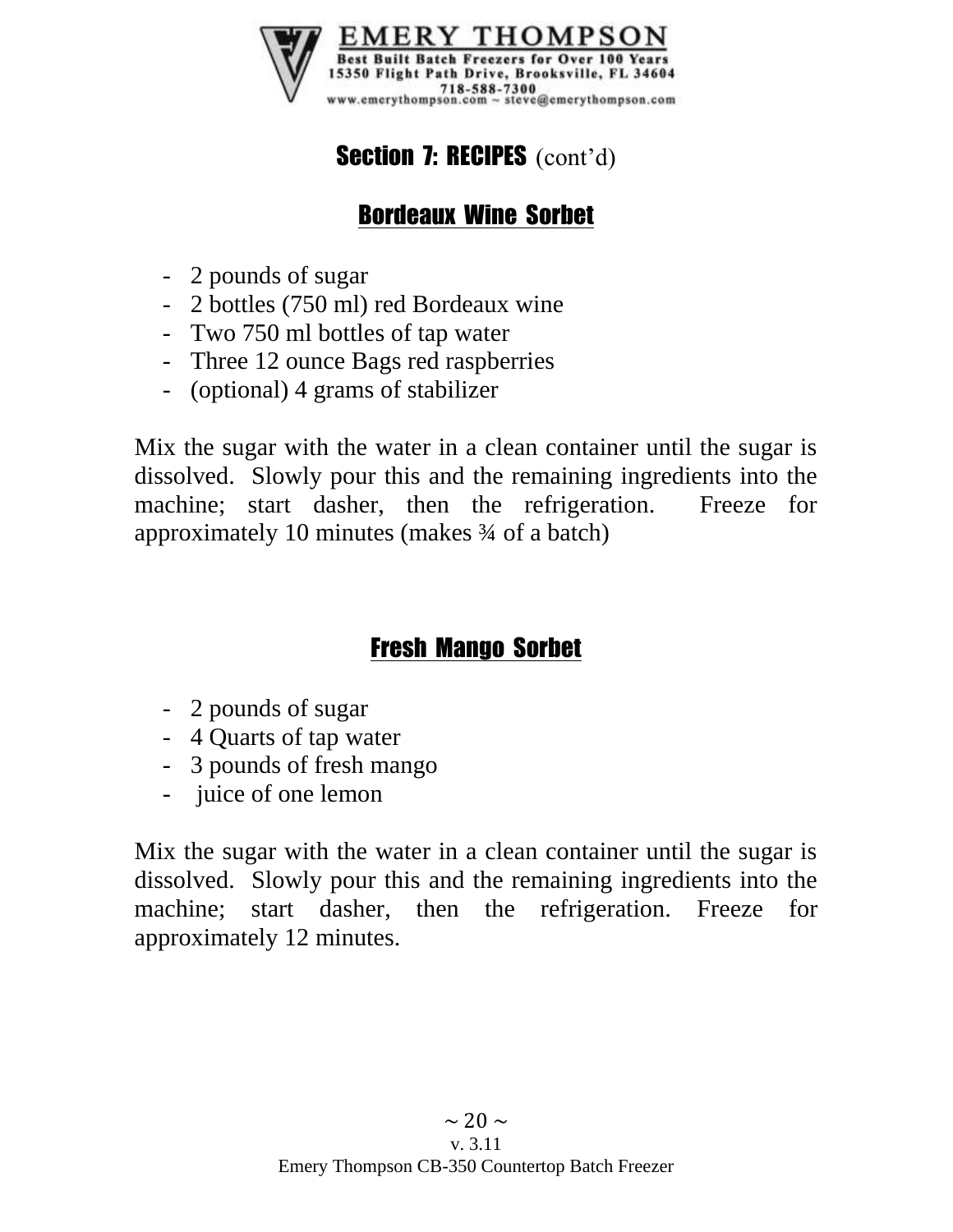## Section 7: RECIPES (cont'd)

### Bordeaux Wine Sorbet

- 2 pounds of sugar
- 2 bottles (750 ml) red Bordeaux wine
- Two 750 ml bottles of tap water
- Three 12 ounce Bags red raspberries
- (optional) 4 grams of stabilizer

Mix the sugar with the water in a clean container until the sugar is dissolved. Slowly pour this and the remaining ingredients into the machine; start dasher, then the refrigeration. Freeze for approximately 10 minutes (makes ¾ of a batch)

### Fresh Mango Sorbet

- 2 pounds of sugar
- 4 Quarts of tap water
- 3 pounds of fresh mango
- juice of one lemon

Mix the sugar with the water in a clean container until the sugar is dissolved. Slowly pour this and the remaining ingredients into the machine; start dasher, then the refrigeration. Freeze for approximately 12 minutes.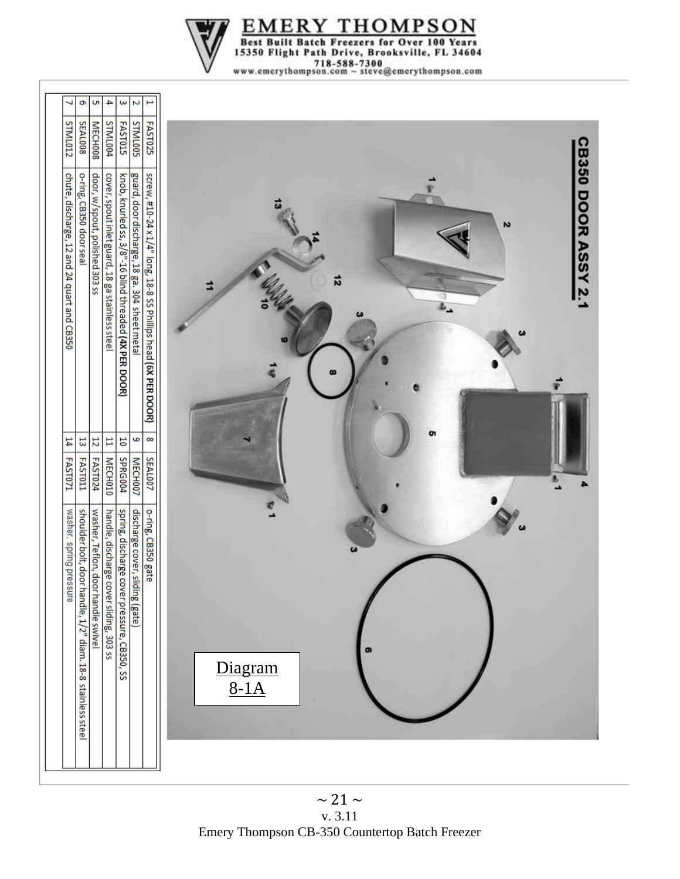## CB350 DOOR ASSY 2.1

Diagram 8-1A

| # | Part No. | Description | # | Part No. | Description |
|---|---|---|---|---|---|
| 1 | FAST025 | screw, #10-24 x 1/4" long, 18-8 SS Phillips head **(6X PER DOOR)** | 8 | SEAL007 | o-ring, CB350 gate |
| 2 | STML005 | guard, door discharge, 18 ga. 304 sheet metal | 9 | MECH007 | discharge cover, sliding (gate) |
| 3 | FAST015 | knob, knurled ss, 3/8"-16 blind threaded **(4X PER DOOR)** | 10 | SPRG004 | spring, discharge cover pressure, CB350, SS |
| 4 | STML004 | cover, spout inlet guard, 18 ga stainless steel | 11 | MECH010 | handle, discharge cover sliding, 303 ss |
| 5 | MECH008 | door, w/spout, polished 303 ss | 12 | FAST024 | washer, Teflon, door handle swivel |
| 6 | SEAL008 | o-ring, CB350 door seal | 13 | FAST011 | shoulder bolt, door handle, 1/2" diam. 18-8 stainless steel |
| 7 | STML012 | chute, discharge, 12 and 24 quart and CB350 | 14 | FAST071 | washer, spring pressure |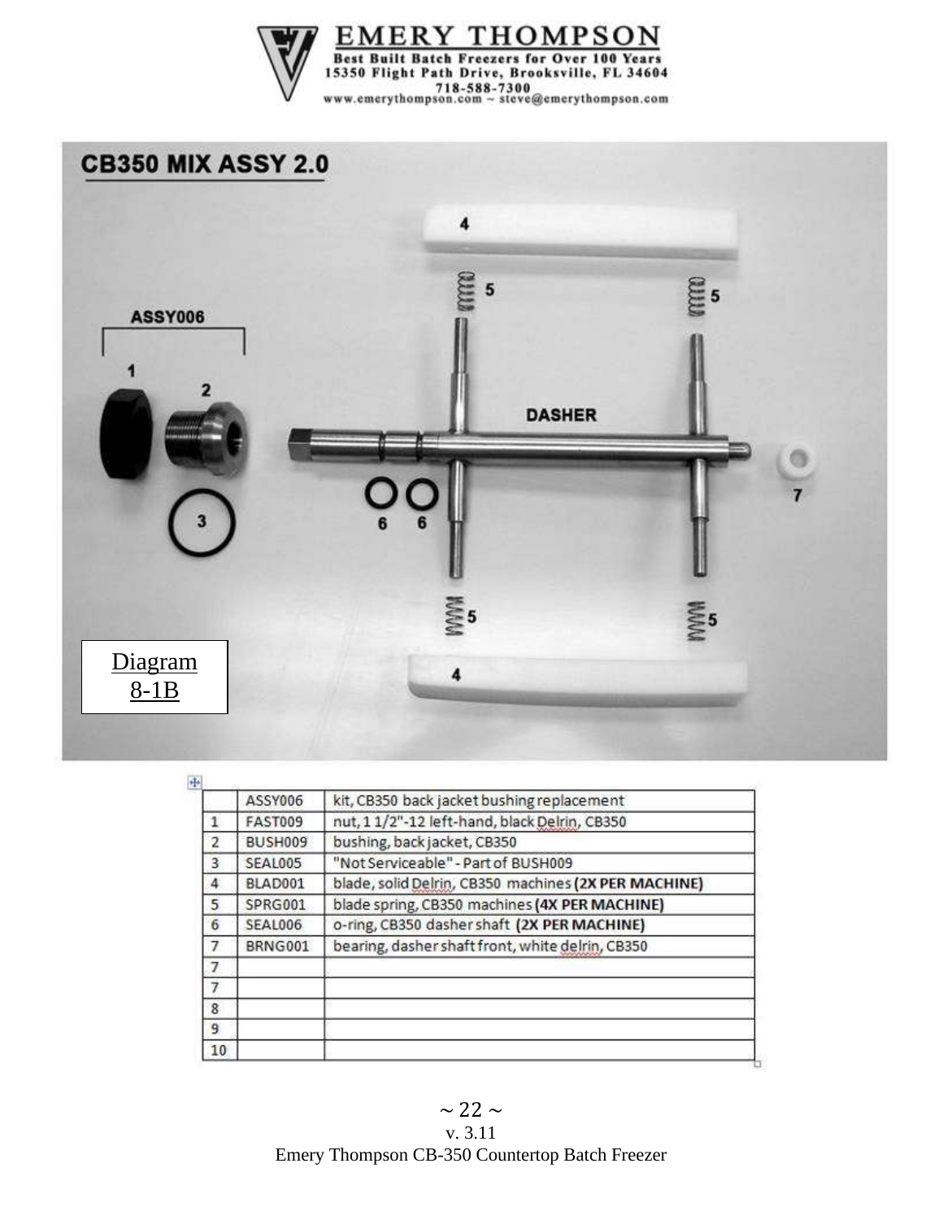# EMERY THOMPSON

**Best Built Batch Freezers for Over 100 Years**
**15350 Flight Path Drive, Brooksville, FL 34604**
**718-588-7300**
www.emerythompson.com ~ steve@emerythompson.com

## CB350 MIX ASSY 2.0

ASSY006

1

2

3

4

5

6

7

DASHER

Diagram 8-1B

| | ASSY006 | kit, CB350 back jacket bushing replacement |
|---|---|---|
| 1 | FAST009 | nut, 1 1/2"-12 left-hand, black Delrin, CB350 |
| 2 | BUSH009 | bushing, back jacket, CB350 |
| 3 | SEAL005 | "Not Serviceable" - Part of BUSH009 |
| 4 | BLAD001 | blade, solid Delrin, CB350 machines **(2X PER MACHINE)** |
| 5 | SPRG001 | blade spring, CB350 machines **(4X PER MACHINE)** |
| 6 | SEAL006 | o-ring, CB350 dasher shaft **(2X PER MACHINE)** |
| 7 | BRNG001 | bearing, dasher shaft front, white delrin, CB350 |
| 7 | | |
| 7 | | |
| 8 | | |
| 9 | | |
| 10 | | |

v. 3.11
Emery Thompson CB-350 Countertop Batch Freezer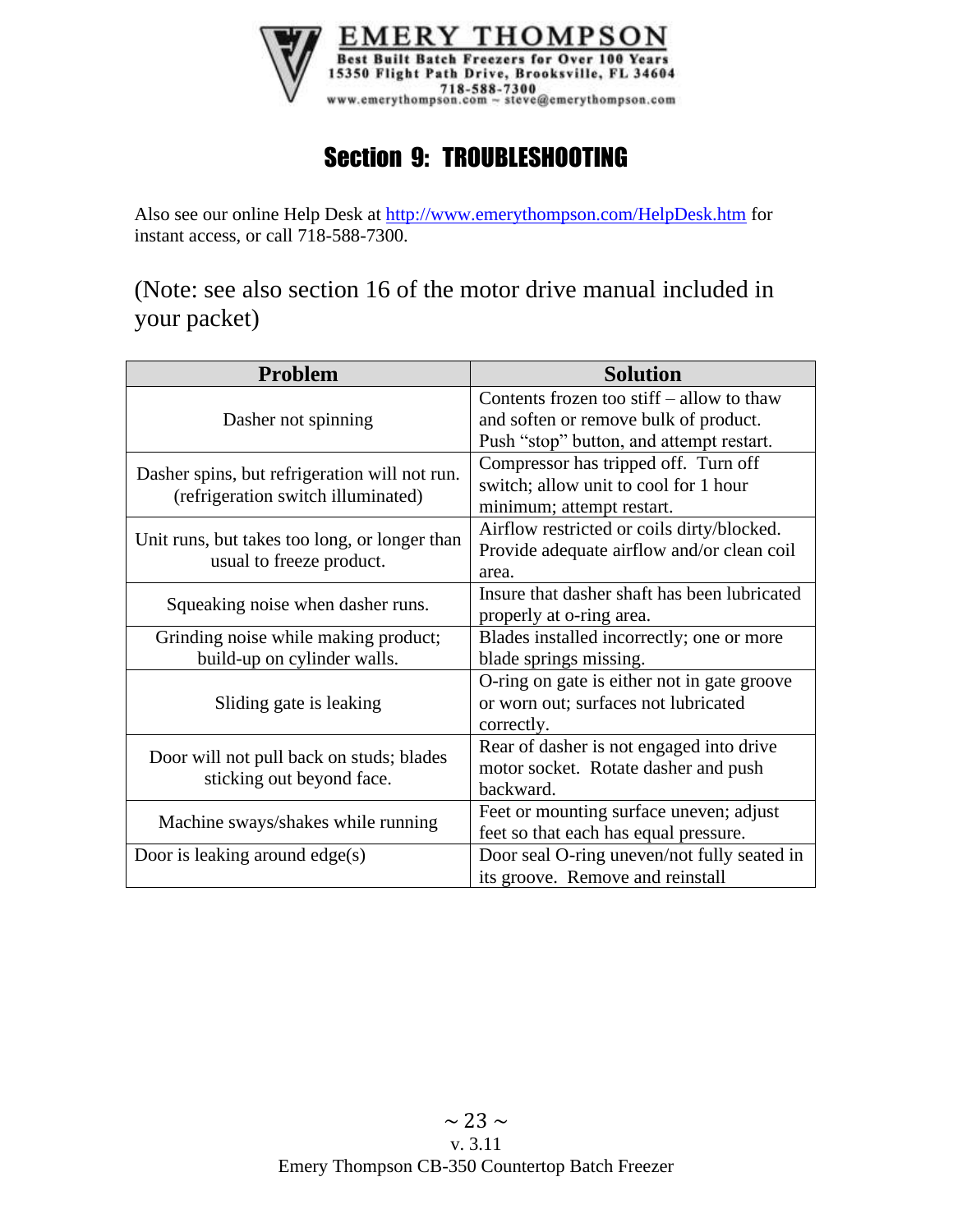# Section 9: TROUBLESHOOTING

Also see our online Help Desk at http://www.emerythompson.com/HelpDesk.htm for instant access, or call 718-588-7300.

(Note: see also section 16 of the motor drive manual included in your packet)

| Problem | Solution |
|---|---|
| Dasher not spinning | Contents frozen too stiff – allow to thaw and soften or remove bulk of product. Push "stop" button, and attempt restart. |
| Dasher spins, but refrigeration will not run. (refrigeration switch illuminated) | Compressor has tripped off. Turn off switch; allow unit to cool for 1 hour minimum; attempt restart. |
| Unit runs, but takes too long, or longer than usual to freeze product. | Airflow restricted or coils dirty/blocked. Provide adequate airflow and/or clean coil area. |
| Squeaking noise when dasher runs. | Insure that dasher shaft has been lubricated properly at o-ring area. |
| Grinding noise while making product; build-up on cylinder walls. | Blades installed incorrectly; one or more blade springs missing. |
| Sliding gate is leaking | O-ring on gate is either not in gate groove or worn out; surfaces not lubricated correctly. |
| Door will not pull back on studs; blades sticking out beyond face. | Rear of dasher is not engaged into drive motor socket. Rotate dasher and push backward. |
| Machine sways/shakes while running | Feet or mounting surface uneven; adjust feet so that each has equal pressure. |
| Door is leaking around edge(s) | Door seal O-ring uneven/not fully seated in its groove. Remove and reinstall |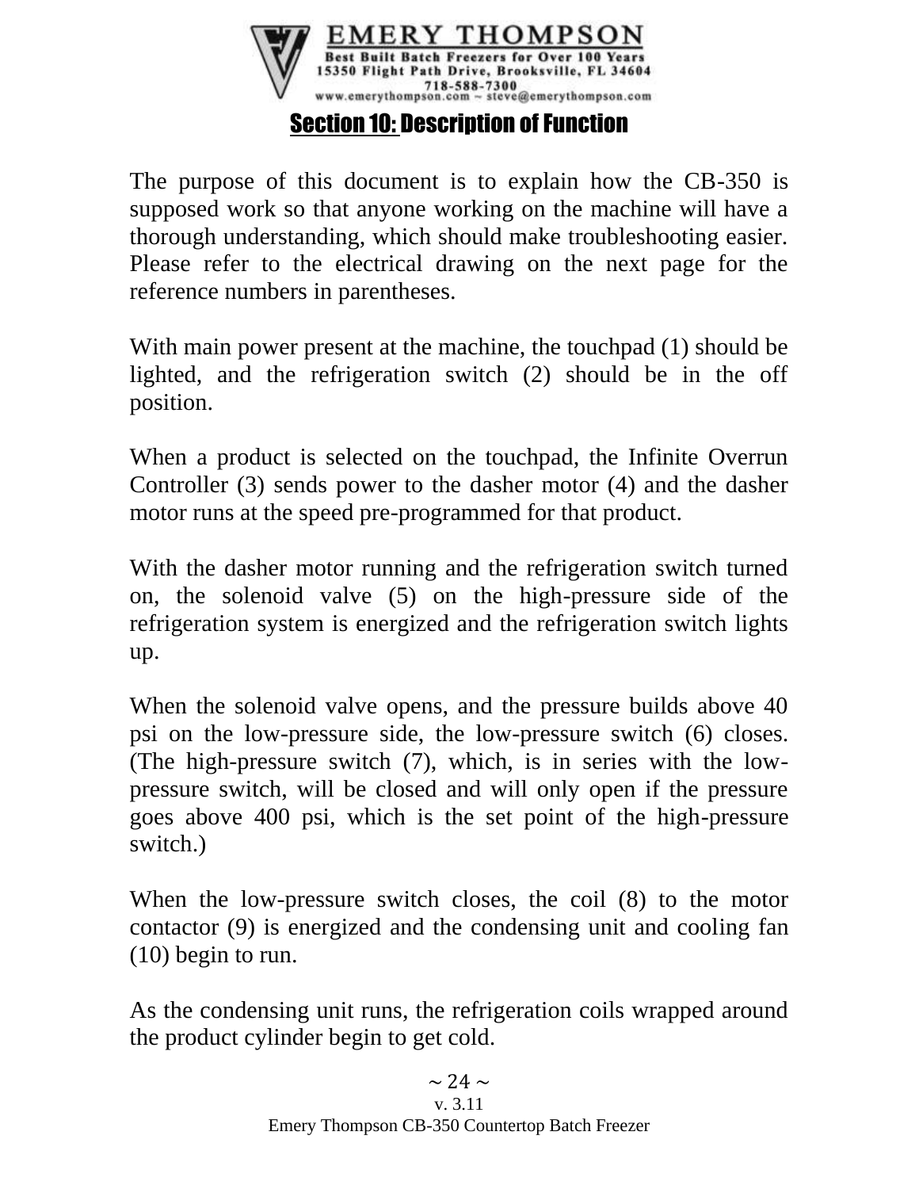## Section 10: Description of Function

The purpose of this document is to explain how the CB-350 is supposed work so that anyone working on the machine will have a thorough understanding, which should make troubleshooting easier. Please refer to the electrical drawing on the next page for the reference numbers in parentheses.

With main power present at the machine, the touchpad (1) should be lighted, and the refrigeration switch (2) should be in the off position.

When a product is selected on the touchpad, the Infinite Overrun Controller (3) sends power to the dasher motor (4) and the dasher motor runs at the speed pre-programmed for that product.

With the dasher motor running and the refrigeration switch turned on, the solenoid valve (5) on the high-pressure side of the refrigeration system is energized and the refrigeration switch lights up.

When the solenoid valve opens, and the pressure builds above 40 psi on the low-pressure side, the low-pressure switch (6) closes. (The high-pressure switch (7), which, is in series with the low-pressure switch, will be closed and will only open if the pressure goes above 400 psi, which is the set point of the high-pressure switch.)

When the low-pressure switch closes, the coil (8) to the motor contactor (9) is energized and the condensing unit and cooling fan (10) begin to run.

As the condensing unit runs, the refrigeration coils wrapped around the product cylinder begin to get cold.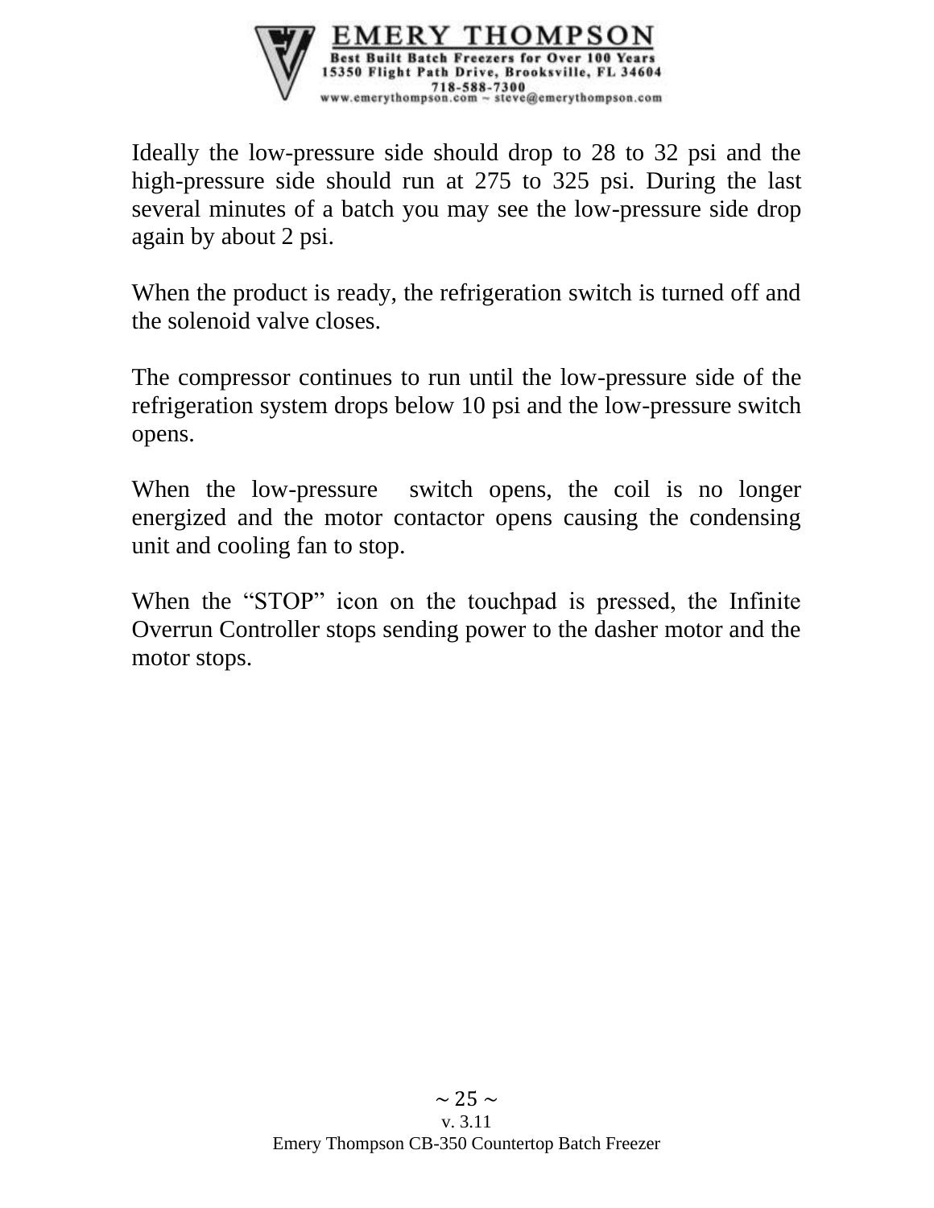Ideally the low-pressure side should drop to 28 to 32 psi and the high-pressure side should run at 275 to 325 psi. During the last several minutes of a batch you may see the low-pressure side drop again by about 2 psi.

When the product is ready, the refrigeration switch is turned off and the solenoid valve closes.

The compressor continues to run until the low-pressure side of the refrigeration system drops below 10 psi and the low-pressure switch opens.

When the low-pressure switch opens, the coil is no longer energized and the motor contactor opens causing the condensing unit and cooling fan to stop.

When the "STOP" icon on the touchpad is pressed, the Infinite Overrun Controller stops sending power to the dasher motor and the motor stops.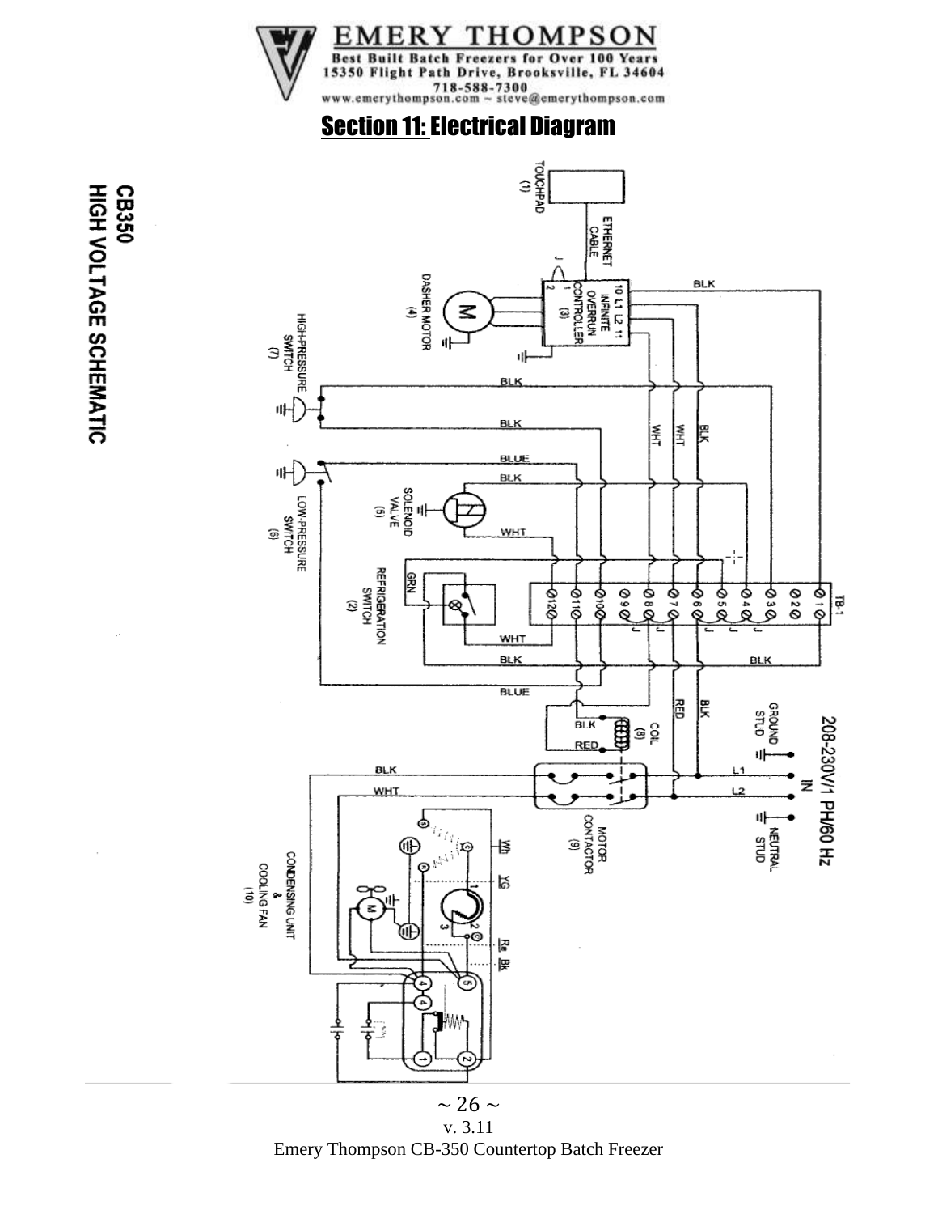## Section 11: Electrical Diagram

**CB350**
**HIGH VOLTAGE SCHEMATIC**

TOUCHPAD (1)

ETHERNET CABLE

10 L1 L2 11 INFINITE OVERRUN CONTROLLER (3)

J 1 2

DASHER MOTOR (4)

HIGH-PRESSURE SWITCH (7)

LOW-PRESSURE SWITCH (6)

SOLENOID VALVE (5)

REFRIGERATION SWITCH (2)

TB-1

1 2 3 4 5 6 7 8 9 10 11 12

BLK WHT BLUE GRN RED

COIL (8)

208-230V/1 PH/60 Hz IN

GROUND STUD

NEUTRAL STUD

L1 L2

MOTOR CONTACTOR (9)

CONDENSING UNIT & COOLING FAN (10)

Wh YG Re Bk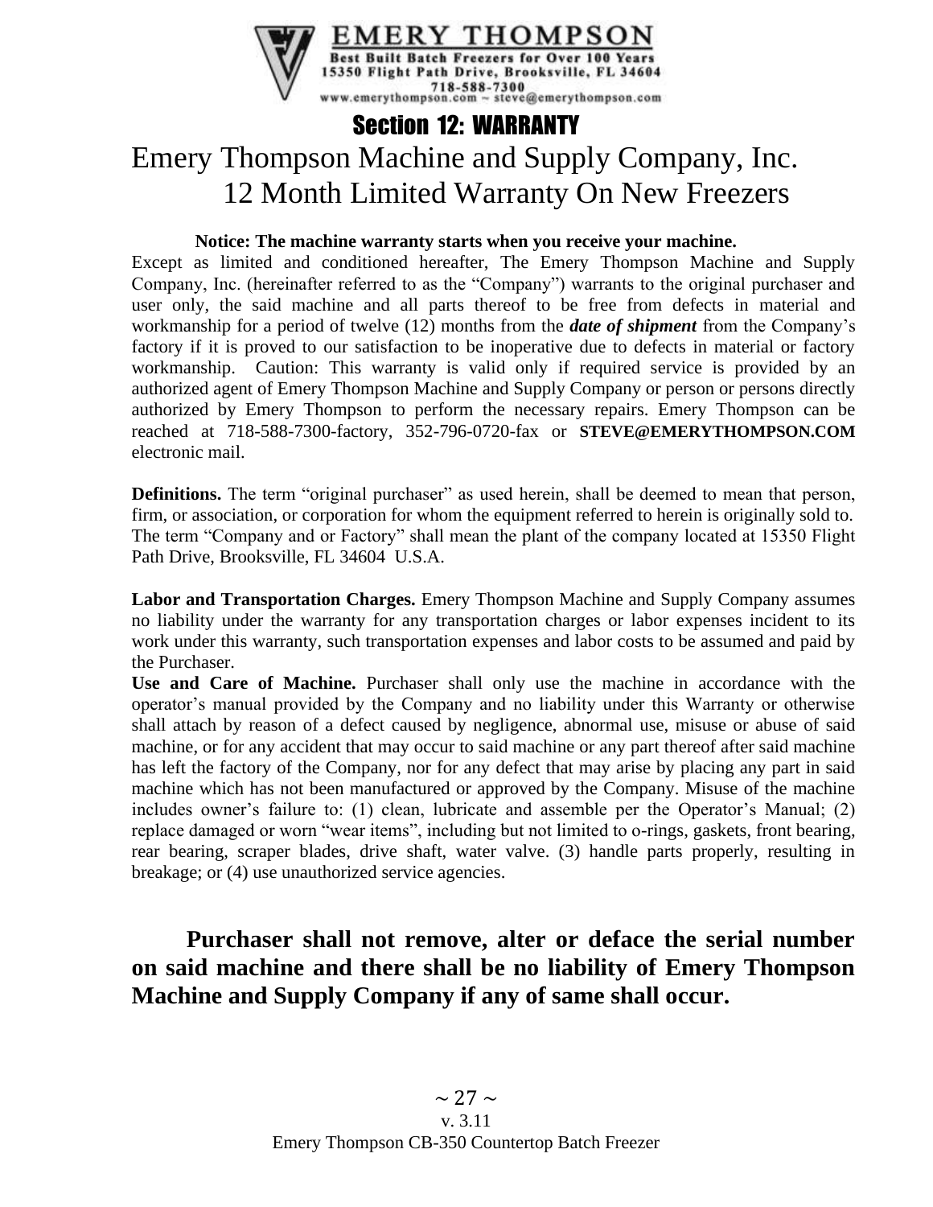# Section 12: WARRANTY

## Emery Thompson Machine and Supply Company, Inc. 12 Month Limited Warranty On New Freezers

**Notice: The machine warranty starts when you receive your machine.**

Except as limited and conditioned hereafter, The Emery Thompson Machine and Supply Company, Inc. (hereinafter referred to as the "Company") warrants to the original purchaser and user only, the said machine and all parts thereof to be free from defects in material and workmanship for a period of twelve (12) months from the ***date of shipment*** from the Company's factory if it is proved to our satisfaction to be inoperative due to defects in material or factory workmanship. Caution: This warranty is valid only if required service is provided by an authorized agent of Emery Thompson Machine and Supply Company or person or persons directly authorized by Emery Thompson to perform the necessary repairs. Emery Thompson can be reached at 718-588-7300-factory, 352-796-0720-fax or **STEVE@EMERYTHOMPSON.COM** electronic mail.

**Definitions.** The term "original purchaser" as used herein, shall be deemed to mean that person, firm, or association, or corporation for whom the equipment referred to herein is originally sold to. The term "Company and or Factory" shall mean the plant of the company located at 15350 Flight Path Drive, Brooksville, FL 34604 U.S.A.

**Labor and Transportation Charges.** Emery Thompson Machine and Supply Company assumes no liability under the warranty for any transportation charges or labor expenses incident to its work under this warranty, such transportation expenses and labor costs to be assumed and paid by the Purchaser.

**Use and Care of Machine.** Purchaser shall only use the machine in accordance with the operator's manual provided by the Company and no liability under this Warranty or otherwise shall attach by reason of a defect caused by negligence, abnormal use, misuse or abuse of said machine, or for any accident that may occur to said machine or any part thereof after said machine has left the factory of the Company, nor for any defect that may arise by placing any part in said machine which has not been manufactured or approved by the Company. Misuse of the machine includes owner's failure to: (1) clean, lubricate and assemble per the Operator's Manual; (2) replace damaged or worn "wear items", including but not limited to o-rings, gaskets, front bearing, rear bearing, scraper blades, drive shaft, water valve. (3) handle parts properly, resulting in breakage; or (4) use unauthorized service agencies.

**Purchaser shall not remove, alter or deface the serial number on said machine and there shall be no liability of Emery Thompson Machine and Supply Company if any of same shall occur.**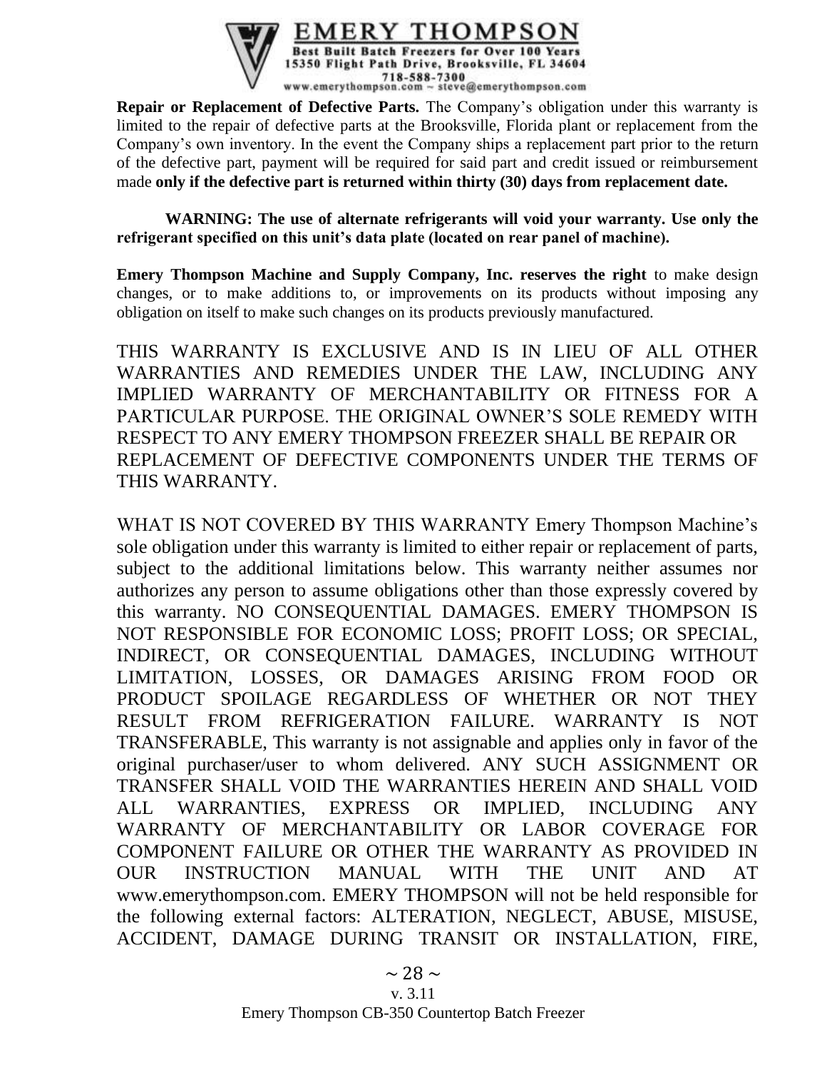**Repair or Replacement of Defective Parts.** The Company's obligation under this warranty is limited to the repair of defective parts at the Brooksville, Florida plant or replacement from the Company's own inventory. In the event the Company ships a replacement part prior to the return of the defective part, payment will be required for said part and credit issued or reimbursement made **only if the defective part is returned within thirty (30) days from replacement date.**

**WARNING: The use of alternate refrigerants will void your warranty. Use only the refrigerant specified on this unit's data plate (located on rear panel of machine).**

**Emery Thompson Machine and Supply Company, Inc. reserves the right** to make design changes, or to make additions to, or improvements on its products without imposing any obligation on itself to make such changes on its products previously manufactured.

THIS WARRANTY IS EXCLUSIVE AND IS IN LIEU OF ALL OTHER WARRANTIES AND REMEDIES UNDER THE LAW, INCLUDING ANY IMPLIED WARRANTY OF MERCHANTABILITY OR FITNESS FOR A PARTICULAR PURPOSE. THE ORIGINAL OWNER'S SOLE REMEDY WITH RESPECT TO ANY EMERY THOMPSON FREEZER SHALL BE REPAIR OR REPLACEMENT OF DEFECTIVE COMPONENTS UNDER THE TERMS OF THIS WARRANTY.

WHAT IS NOT COVERED BY THIS WARRANTY Emery Thompson Machine's sole obligation under this warranty is limited to either repair or replacement of parts, subject to the additional limitations below. This warranty neither assumes nor authorizes any person to assume obligations other than those expressly covered by this warranty. NO CONSEQUENTIAL DAMAGES. EMERY THOMPSON IS NOT RESPONSIBLE FOR ECONOMIC LOSS; PROFIT LOSS; OR SPECIAL, INDIRECT, OR CONSEQUENTIAL DAMAGES, INCLUDING WITHOUT LIMITATION, LOSSES, OR DAMAGES ARISING FROM FOOD OR PRODUCT SPOILAGE REGARDLESS OF WHETHER OR NOT THEY RESULT FROM REFRIGERATION FAILURE. WARRANTY IS NOT TRANSFERABLE, This warranty is not assignable and applies only in favor of the original purchaser/user to whom delivered. ANY SUCH ASSIGNMENT OR TRANSFER SHALL VOID THE WARRANTIES HEREIN AND SHALL VOID ALL WARRANTIES, EXPRESS OR IMPLIED, INCLUDING ANY WARRANTY OF MERCHANTABILITY OR LABOR COVERAGE FOR COMPONENT FAILURE OR OTHER THE WARRANTY AS PROVIDED IN OUR INSTRUCTION MANUAL WITH THE UNIT AND AT www.emerythompson.com. EMERY THOMPSON will not be held responsible for the following external factors: ALTERATION, NEGLECT, ABUSE, MISUSE, ACCIDENT, DAMAGE DURING TRANSIT OR INSTALLATION, FIRE,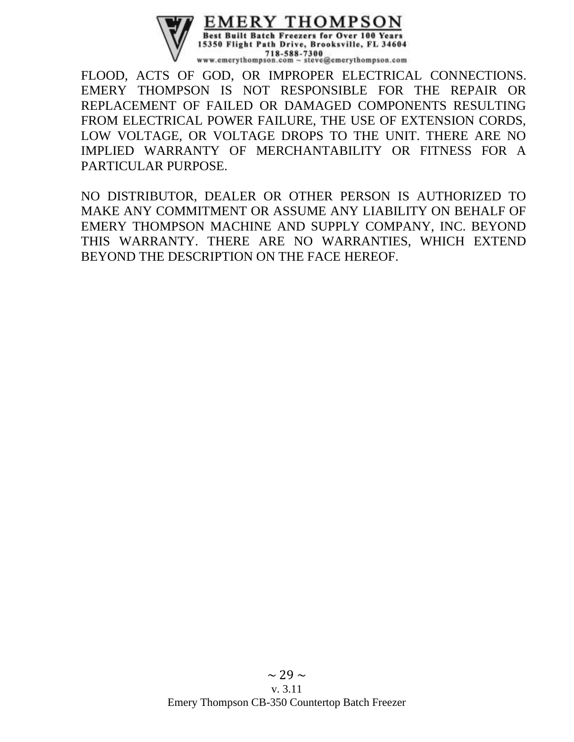FLOOD, ACTS OF GOD, OR IMPROPER ELECTRICAL CONNECTIONS. EMERY THOMPSON IS NOT RESPONSIBLE FOR THE REPAIR OR REPLACEMENT OF FAILED OR DAMAGED COMPONENTS RESULTING FROM ELECTRICAL POWER FAILURE, THE USE OF EXTENSION CORDS, LOW VOLTAGE, OR VOLTAGE DROPS TO THE UNIT. THERE ARE NO IMPLIED WARRANTY OF MERCHANTABILITY OR FITNESS FOR A PARTICULAR PURPOSE.

NO DISTRIBUTOR, DEALER OR OTHER PERSON IS AUTHORIZED TO MAKE ANY COMMITMENT OR ASSUME ANY LIABILITY ON BEHALF OF EMERY THOMPSON MACHINE AND SUPPLY COMPANY, INC. BEYOND THIS WARRANTY. THERE ARE NO WARRANTIES, WHICH EXTEND BEYOND THE DESCRIPTION ON THE FACE HEREOF.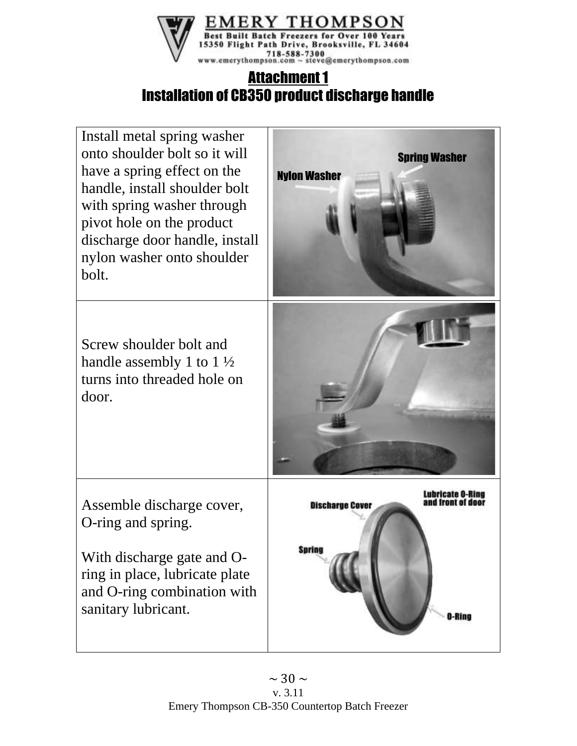## Attachment 1
## Installation of CB350 product discharge handle

| | |
|---|---|
| Install metal spring washer onto shoulder bolt so it will have a spring effect on the handle, install shoulder bolt with spring washer through pivot hole on the product discharge door handle, install nylon washer onto shoulder bolt. | Spring Washer<br>Nylon Washer |
| Screw shoulder bolt and handle assembly 1 to 1 ½ turns into threaded hole on door. | |
| Assemble discharge cover, O-ring and spring.<br><br>With discharge gate and O-ring in place, lubricate plate and O-ring combination with sanitary lubricant. | Discharge Cover<br>Lubricate O-Ring and front of door<br>Spring<br>O-Ring |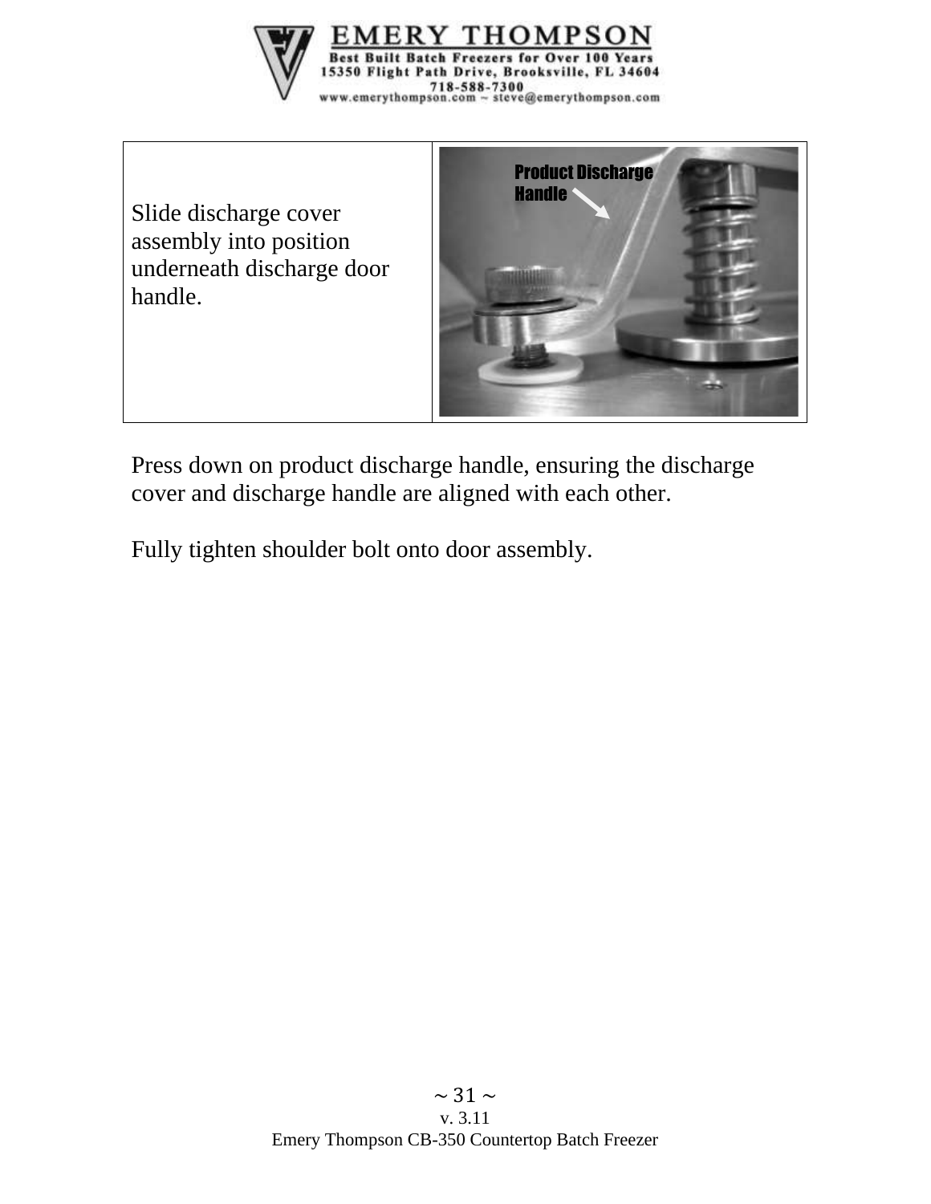| | |
|---|---|
| Slide discharge cover assembly into position underneath discharge door handle. | Product Discharge Handle |

Press down on product discharge handle, ensuring the discharge cover and discharge handle are aligned with each other.

Fully tighten shoulder bolt onto door assembly.